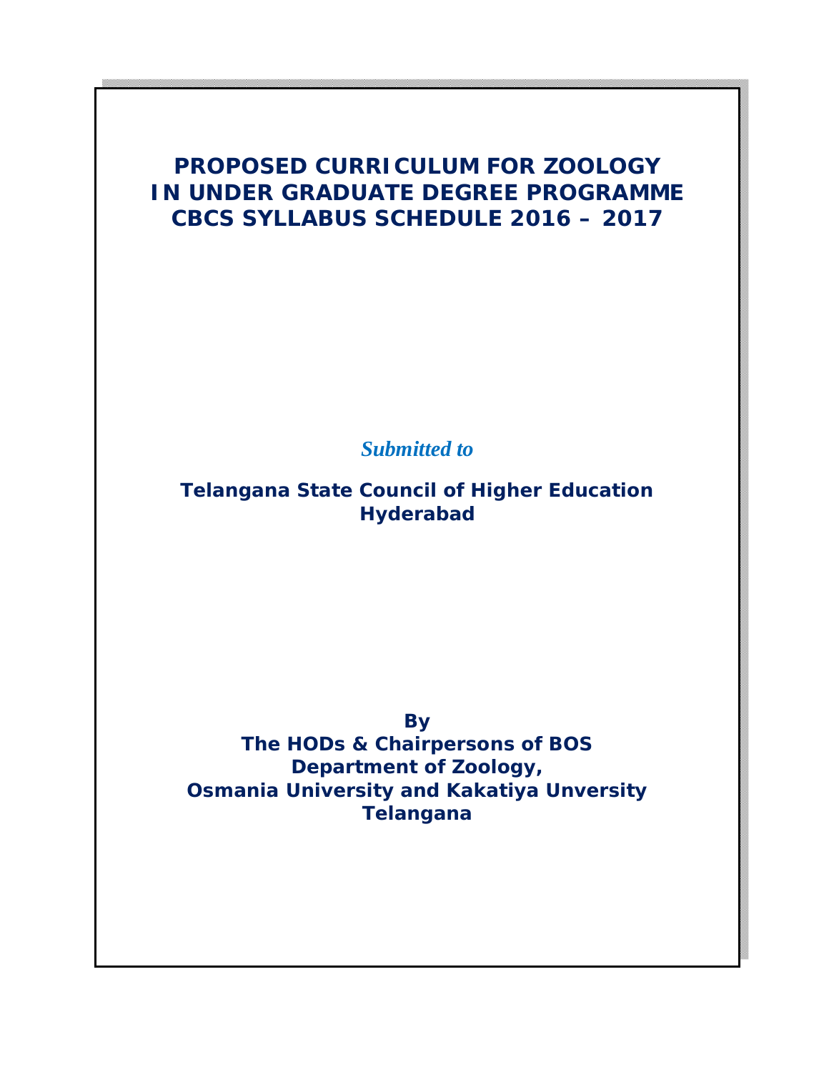# PROPOSED CURRICULUM FOR ZOOLOGY IN UNDER GRADUATE DEGREE PROGRAMME CBCS SYLLABUS SCHEDULE 2016 – 2017

*Submitted to*

**Telangana State Council of Higher Education**
**Hyderabad**

**By**
**The HODs & Chairpersons of BOS**
**Department of Zoology,**
**Osmania University and Kakatiya Unversity**
**Telangana**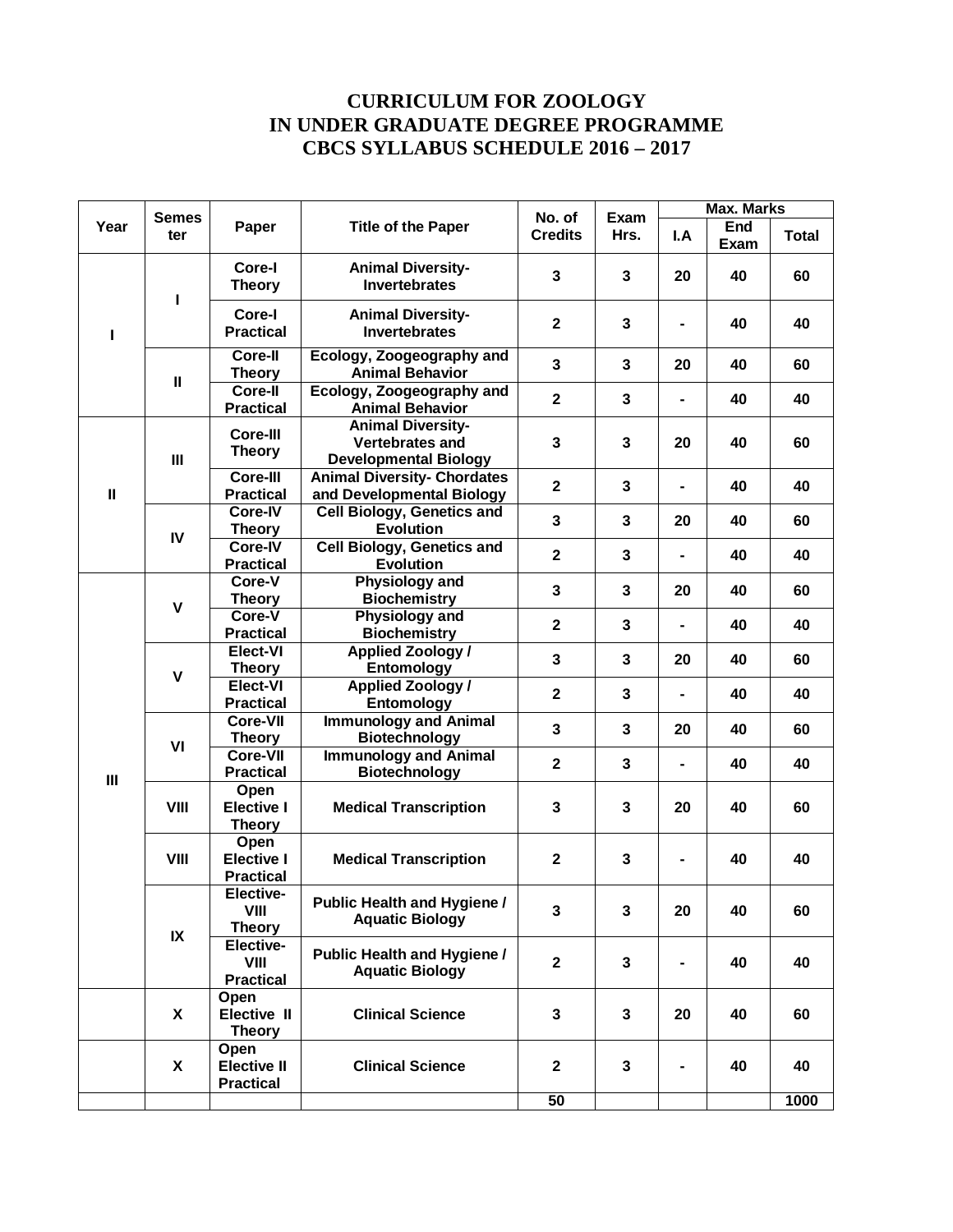# CURRICULUM FOR ZOOLOGY
# IN UNDER GRADUATE DEGREE PROGRAMME
# CBCS SYLLABUS SCHEDULE 2016 – 2017

| Year | Semester | Paper | Title of the Paper | No. of Credits | Exam Hrs. | Max. Marks | | |
|---|---|---|---|---|---|---|---|---|
| | | | | | | I.A | End Exam | Total |
| I | I | Core-I Theory | Animal Diversity- Invertebrates | 3 | 3 | 20 | 40 | 60 |
| | | Core-I Practical | Animal Diversity- Invertebrates | 2 | 3 | - | 40 | 40 |
| | II | Core-II Theory | Ecology, Zoogeography and Animal Behavior | 3 | 3 | 20 | 40 | 60 |
| | | Core-II Practical | Ecology, Zoogeography and Animal Behavior | 2 | 3 | - | 40 | 40 |
| II | III | Core-III Theory | Animal Diversity- Vertebrates and Developmental Biology | 3 | 3 | 20 | 40 | 60 |
| | | Core-III Practical | Animal Diversity- Chordates and Developmental Biology | 2 | 3 | - | 40 | 40 |
| | IV | Core-IV Theory | Cell Biology, Genetics and Evolution | 3 | 3 | 20 | 40 | 60 |
| | | Core-IV Practical | Cell Biology, Genetics and Evolution | 2 | 3 | - | 40 | 40 |
| III | V | Core-V Theory | Physiology and Biochemistry | 3 | 3 | 20 | 40 | 60 |
| | | Core-V Practical | Physiology and Biochemistry | 2 | 3 | - | 40 | 40 |
| | V | Elect-VI Theory | Applied Zoology / Entomology | 3 | 3 | 20 | 40 | 60 |
| | | Elect-VI Practical | Applied Zoology / Entomology | 2 | 3 | - | 40 | 40 |
| | VI | Core-VII Theory | Immunology and Animal Biotechnology | 3 | 3 | 20 | 40 | 60 |
| | | Core-VII Practical | Immunology and Animal Biotechnology | 2 | 3 | - | 40 | 40 |
| | VIII | Open Elective I Theory | Medical Transcription | 3 | 3 | 20 | 40 | 60 |
| | VIII | Open Elective I Practical | Medical Transcription | 2 | 3 | - | 40 | 40 |
| | IX | Elective-VIII Theory | Public Health and Hygiene / Aquatic Biology | 3 | 3 | 20 | 40 | 60 |
| | | Elective-VIII Practical | Public Health and Hygiene / Aquatic Biology | 2 | 3 | - | 40 | 40 |
| | X | Open Elective II Theory | Clinical Science | 3 | 3 | 20 | 40 | 60 |
| | X | Open Elective II Practical | Clinical Science | 2 | 3 | - | 40 | 40 |
| | | | | 50 | | | | 1000 |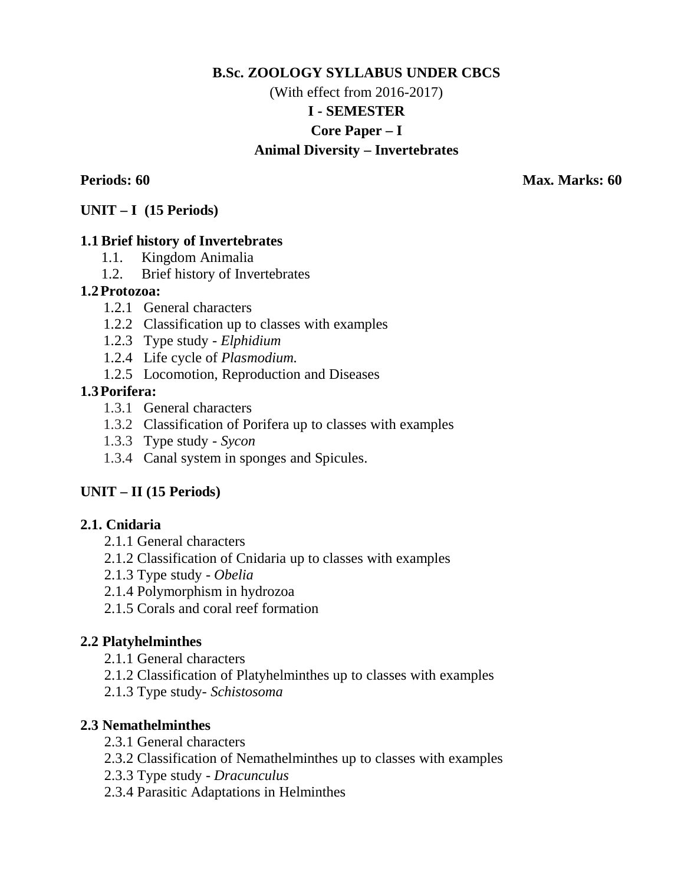**B.Sc. ZOOLOGY SYLLABUS UNDER CBCS**

(With effect from 2016-2017)

**I - SEMESTER**

**Core Paper – I**

**Animal Diversity – Invertebrates**

**Periods: 60** **Max. Marks: 60**

**UNIT – I (15 Periods)**

**1.1 Brief history of Invertebrates**

- 1.1. Kingdom Animalia
- 1.2. Brief history of Invertebrates

**1.2 Protozoa:**

- 1.2.1 General characters
- 1.2.2 Classification up to classes with examples
- 1.2.3 Type study - *Elphidium*
- 1.2.4 Life cycle of *Plasmodium.*
- 1.2.5 Locomotion, Reproduction and Diseases

**1.3 Porifera:**

- 1.3.1 General characters
- 1.3.2 Classification of Porifera up to classes with examples
- 1.3.3 Type study - *Sycon*
- 1.3.4 Canal system in sponges and Spicules.

**UNIT – II (15 Periods)**

**2.1. Cnidaria**

- 2.1.1 General characters
- 2.1.2 Classification of Cnidaria up to classes with examples
- 2.1.3 Type study - *Obelia*
- 2.1.4 Polymorphism in hydrozoa
- 2.1.5 Corals and coral reef formation

**2.2 Platyhelminthes**

- 2.1.1 General characters
- 2.1.2 Classification of Platyhelminthes up to classes with examples
- 2.1.3 Type study- *Schistosoma*

**2.3 Nemathelminthes**

- 2.3.1 General characters
- 2.3.2 Classification of Nemathelminthes up to classes with examples
- 2.3.3 Type study - *Dracunculus*
- 2.3.4 Parasitic Adaptations in Helminthes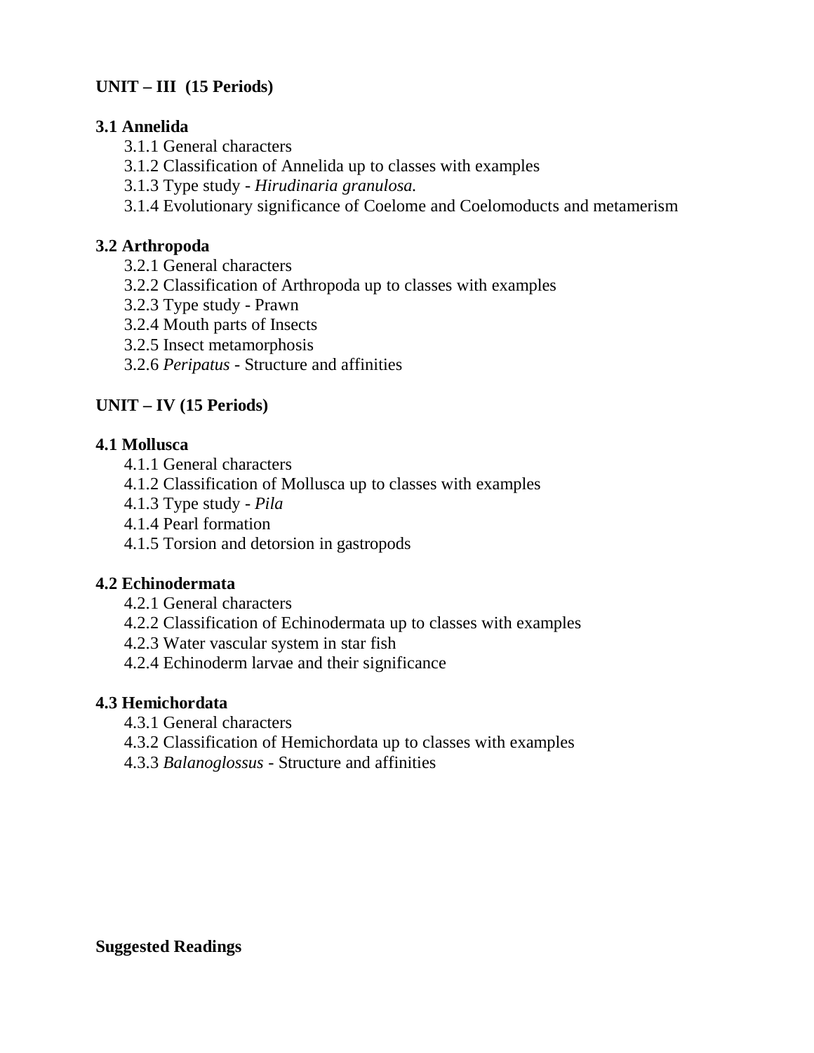## UNIT – III (15 Periods)

### 3.1 Annelida

- 3.1.1 General characters
- 3.1.2 Classification of Annelida up to classes with examples
- 3.1.3 Type study - *Hirudinaria granulosa.*
- 3.1.4 Evolutionary significance of Coelome and Coelomoducts and metamerism

### 3.2 Arthropoda

- 3.2.1 General characters
- 3.2.2 Classification of Arthropoda up to classes with examples
- 3.2.3 Type study - Prawn
- 3.2.4 Mouth parts of Insects
- 3.2.5 Insect metamorphosis
- 3.2.6 *Peripatus* - Structure and affinities

## UNIT – IV (15 Periods)

### 4.1 Mollusca

- 4.1.1 General characters
- 4.1.2 Classification of Mollusca up to classes with examples
- 4.1.3 Type study - *Pila*
- 4.1.4 Pearl formation
- 4.1.5 Torsion and detorsion in gastropods

### 4.2 Echinodermata

- 4.2.1 General characters
- 4.2.2 Classification of Echinodermata up to classes with examples
- 4.2.3 Water vascular system in star fish
- 4.2.4 Echinoderm larvae and their significance

### 4.3 Hemichordata

- 4.3.1 General characters
- 4.3.2 Classification of Hemichordata up to classes with examples
- 4.3.3 *Balanoglossus* - Structure and affinities

## Suggested Readings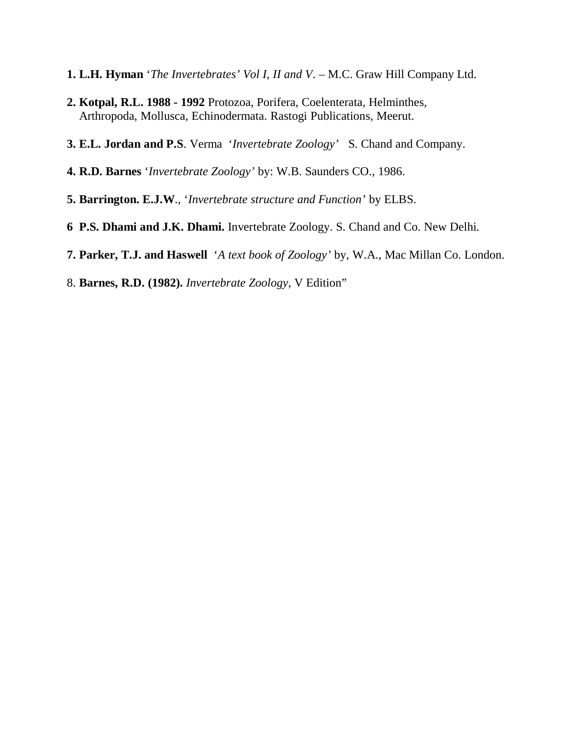1. **L.H. Hyman** ‘*The Invertebrates’ Vol I, II and V*. – M.C. Graw Hill Company Ltd.

2. **Kotpal, R.L. 1988 - 1992** Protozoa, Porifera, Coelenterata, Helminthes, Arthropoda, Mollusca, Echinodermata. Rastogi Publications, Meerut.

3. **E.L. Jordan and P.S**. Verma ‘*Invertebrate Zoology’* S. Chand and Company.

4. **R.D. Barnes** ‘*Invertebrate Zoology’* by: W.B. Saunders CO., 1986.

5. **Barrington. E.J.W**., ‘*Invertebrate structure and Function’* by ELBS.

6 **P.S. Dhami and J.K. Dhami.** Invertebrate Zoology. S. Chand and Co. New Delhi.

7. **Parker, T.J. and Haswell** ‘*A text book of Zoology’* by, W.A., Mac Millan Co. London.

8. **Barnes, R.D. (1982).** *Invertebrate Zoology*, V Edition”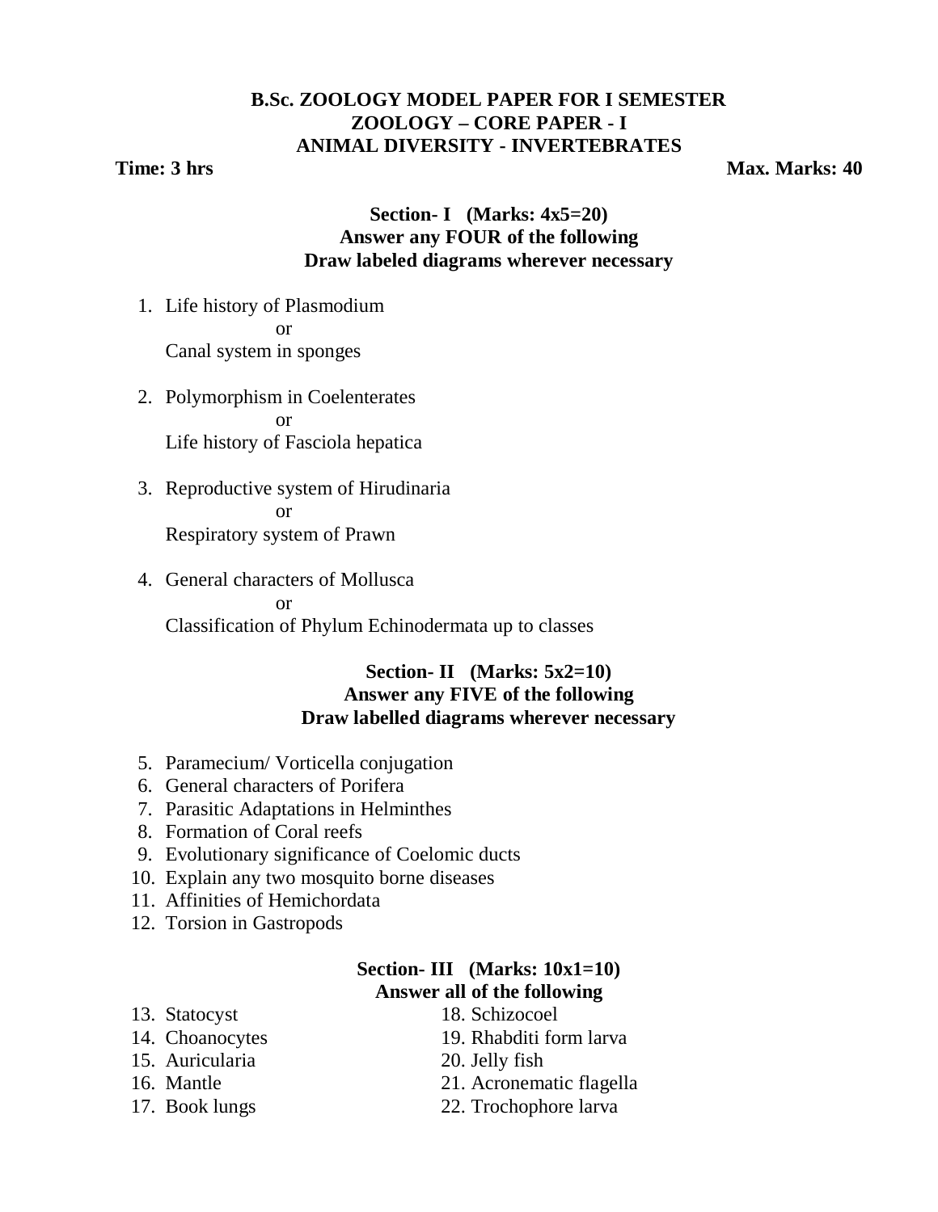**B.Sc. ZOOLOGY MODEL PAPER FOR I SEMESTER**
**ZOOLOGY – CORE PAPER - I**
**ANIMAL DIVERSITY - INVERTEBRATES**

**Time: 3 hrs** **Max. Marks: 40**

**Section- I (Marks: 4x5=20)**
**Answer any FOUR of the following**
**Draw labeled diagrams wherever necessary**

1. Life history of Plasmodium
   or
   Canal system in sponges

2. Polymorphism in Coelenterates
   or
   Life history of Fasciola hepatica

3. Reproductive system of Hirudinaria
   or
   Respiratory system of Prawn

4. General characters of Mollusca
   or
   Classification of Phylum Echinodermata up to classes

**Section- II (Marks: 5x2=10)**
**Answer any FIVE of the following**
**Draw labelled diagrams wherever necessary**

5. Paramecium/ Vorticella conjugation
6. General characters of Porifera
7. Parasitic Adaptations in Helminthes
8. Formation of Coral reefs
9. Evolutionary significance of Coelomic ducts
10. Explain any two mosquito borne diseases
11. Affinities of Hemichordata
12. Torsion in Gastropods

**Section- III (Marks: 10x1=10)**
**Answer all of the following**

13. Statocyst
14. Choanocytes
15. Auricularia
16. Mantle
17. Book lungs
18. Schizocoel
19. Rhabditi form larva
20. Jelly fish
21. Acronematic flagella
22. Trochophore larva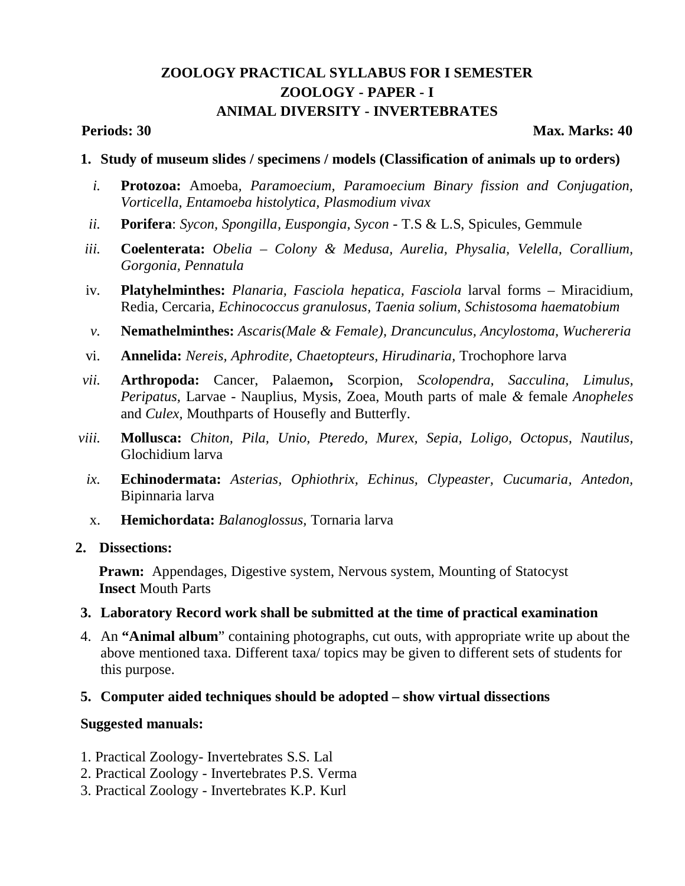# ZOOLOGY PRACTICAL SYLLABUS FOR I SEMESTER
## ZOOLOGY - PAPER - I
## ANIMAL DIVERSITY - INVERTEBRATES

**Periods: 30** **Max. Marks: 40**

1. **Study of museum slides / specimens / models (Classification of animals up to orders)**

   i. **Protozoa:** Amoeba, *Paramoecium, Paramoecium Binary fission and Conjugation, Vorticella, Entamoeba histolytica, Plasmodium vivax*

   ii. **Porifera**: *Sycon, Spongilla, Euspongia, Sycon* - T.S & L.S, Spicules, Gemmule

   iii. **Coelenterata:** *Obelia – Colony & Medusa, Aurelia, Physalia, Velella, Corallium, Gorgonia, Pennatula*

   iv. **Platyhelminthes:** *Planaria, Fasciola hepatica, Fasciola* larval forms – Miracidium, Redia, Cercaria, *Echinococcus granulosus, Taenia solium, Schistosoma haematobium*

   v. **Nemathelminthes:** *Ascaris(Male & Female), Drancunculus, Ancylostoma, Wuchereria*

   vi. **Annelida:** *Nereis, Aphrodite, Chaetopteurs, Hirudinaria,* Trochophore larva

   vii. **Arthropoda:** Cancer, Palaemon**,** Scorpion, *Scolopendra, Sacculina, Limulus, Peripatus,* Larvae - Nauplius, Mysis, Zoea, Mouth parts of male *&* female *Anopheles* and *Culex,* Mouthparts of Housefly and Butterfly.

   viii. **Mollusca:** *Chiton, Pila, Unio, Pteredo, Murex, Sepia, Loligo, Octopus, Nautilus,* Glochidium larva

   ix. **Echinodermata:** *Asterias, Ophiothrix, Echinus, Clypeaster, Cucumaria, Antedon,* Bipinnaria larva

   x. **Hemichordata:** *Balanoglossus,* Tornaria larva

2. **Dissections:**

   **Prawn:** Appendages, Digestive system, Nervous system, Mounting of Statocyst
   **Insect** Mouth Parts

3. **Laboratory Record work shall be submitted at the time of practical examination**

4. An **"Animal album"** containing photographs, cut outs, with appropriate write up about the above mentioned taxa. Different taxa/ topics may be given to different sets of students for this purpose.

5. **Computer aided techniques should be adopted – show virtual dissections**

**Suggested manuals:**

1. Practical Zoology- Invertebrates S.S. Lal
2. Practical Zoology - Invertebrates P.S. Verma
3. Practical Zoology - Invertebrates K.P. Kurl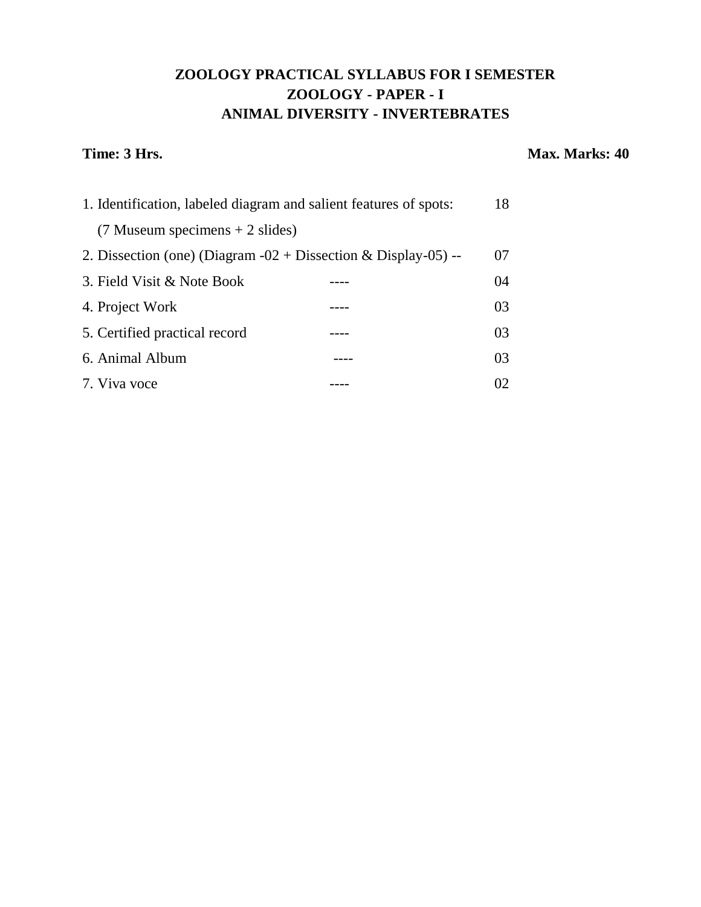**ZOOLOGY PRACTICAL SYLLABUS FOR I SEMESTER**

**ZOOLOGY - PAPER - I**

**ANIMAL DIVERSITY - INVERTEBRATES**

**Time: 3 Hrs.** **Max. Marks: 40**

| | | |
|---|---|---|
| 1. Identification, labeled diagram and salient features of spots: (7 Museum specimens + 2 slides) | | 18 |
| 2. Dissection (one) (Diagram -02 + Dissection & Display-05) -- | | 07 |
| 3. Field Visit & Note Book | ---- | 04 |
| 4. Project Work | ---- | 03 |
| 5. Certified practical record | ---- | 03 |
| 6. Animal Album | ---- | 03 |
| 7. Viva voce | ---- | 02 |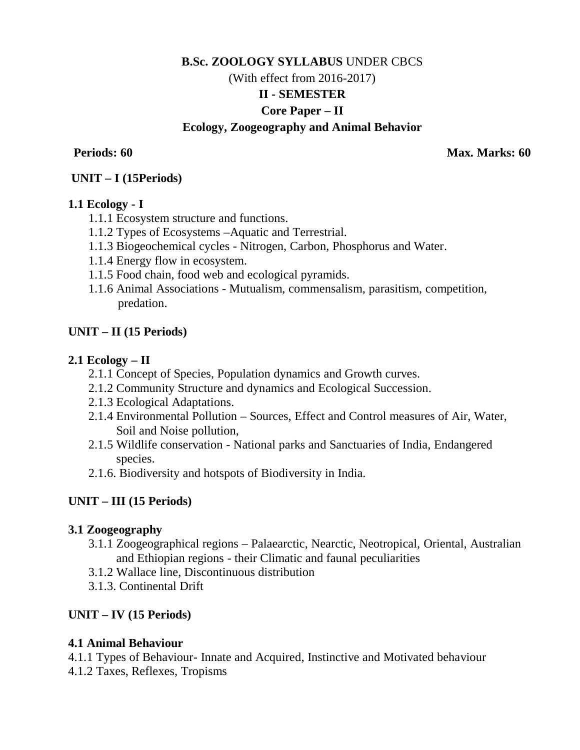**B.Sc. ZOOLOGY SYLLABUS** UNDER CBCS

(With effect from 2016-2017)

**II - SEMESTER**

**Core Paper – II**

**Ecology, Zoogeography and Animal Behavior**

**Periods: 60** **Max. Marks: 60**

**UNIT – I (15Periods)**

**1.1 Ecology - I**

- 1.1.1 Ecosystem structure and functions.
- 1.1.2 Types of Ecosystems –Aquatic and Terrestrial.
- 1.1.3 Biogeochemical cycles - Nitrogen, Carbon, Phosphorus and Water.
- 1.1.4 Energy flow in ecosystem.
- 1.1.5 Food chain, food web and ecological pyramids.
- 1.1.6 Animal Associations - Mutualism, commensalism, parasitism, competition, predation.

**UNIT – II (15 Periods)**

**2.1 Ecology – II**

- 2.1.1 Concept of Species, Population dynamics and Growth curves.
- 2.1.2 Community Structure and dynamics and Ecological Succession.
- 2.1.3 Ecological Adaptations.
- 2.1.4 Environmental Pollution – Sources, Effect and Control measures of Air, Water, Soil and Noise pollution,
- 2.1.5 Wildlife conservation - National parks and Sanctuaries of India, Endangered species.
- 2.1.6. Biodiversity and hotspots of Biodiversity in India.

**UNIT – III (15 Periods)**

**3.1 Zoogeography**

- 3.1.1 Zoogeographical regions – Palaearctic, Nearctic, Neotropical, Oriental, Australian and Ethiopian regions - their Climatic and faunal peculiarities
- 3.1.2 Wallace line, Discontinuous distribution
- 3.1.3. Continental Drift

**UNIT – IV (15 Periods)**

**4.1 Animal Behaviour**

4.1.1 Types of Behaviour- Innate and Acquired, Instinctive and Motivated behaviour

4.1.2 Taxes, Reflexes, Tropisms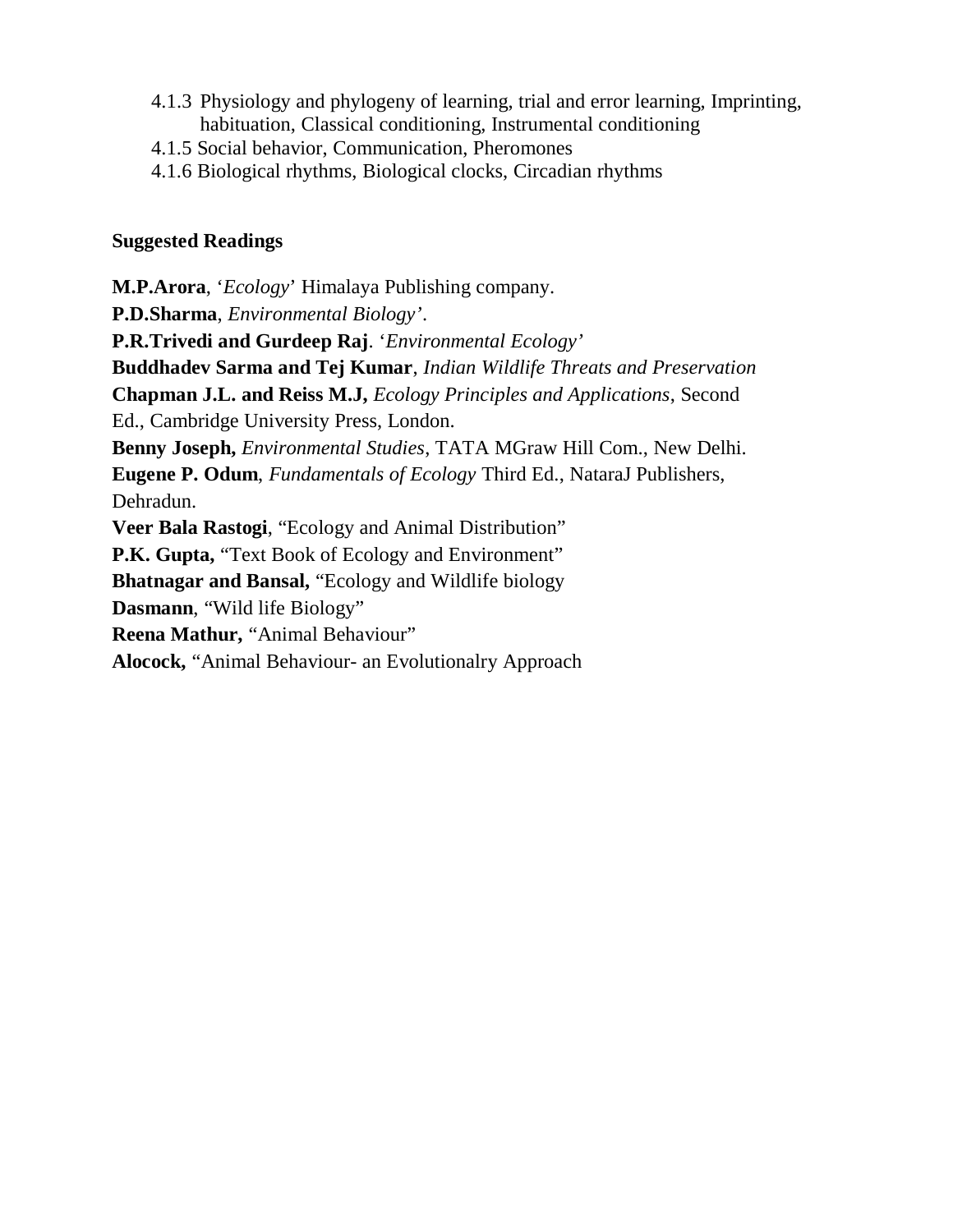- 4.1.3 Physiology and phylogeny of learning, trial and error learning, Imprinting, habituation, Classical conditioning, Instrumental conditioning
- 4.1.5 Social behavior, Communication, Pheromones
- 4.1.6 Biological rhythms, Biological clocks, Circadian rhythms

**Suggested Readings**

**M.P.Arora**, '*Ecology*' Himalaya Publishing company.

**P.D.Sharma**, *Environmental Biology'*.

**P.R.Trivedi and Gurdeep Raj**. '*Environmental Ecology'*

**Buddhadev Sarma and Tej Kumar**, *Indian Wildlife Threats and Preservation*

**Chapman J.L. and Reiss M.J,** *Ecology Principles and Applications*, Second Ed., Cambridge University Press, London.

**Benny Joseph,** *Environmental Studies*, TATA MGraw Hill Com., New Delhi.

**Eugene P. Odum**, *Fundamentals of Ecology* Third Ed., NataraJ Publishers, Dehradun.

**Veer Bala Rastogi**, "Ecology and Animal Distribution"

**P.K. Gupta,** "Text Book of Ecology and Environment"

**Bhatnagar and Bansal,** "Ecology and Wildlife biology

**Dasmann**, "Wild life Biology"

**Reena Mathur,** "Animal Behaviour"

**Alocock,** "Animal Behaviour- an Evolutionalry Approach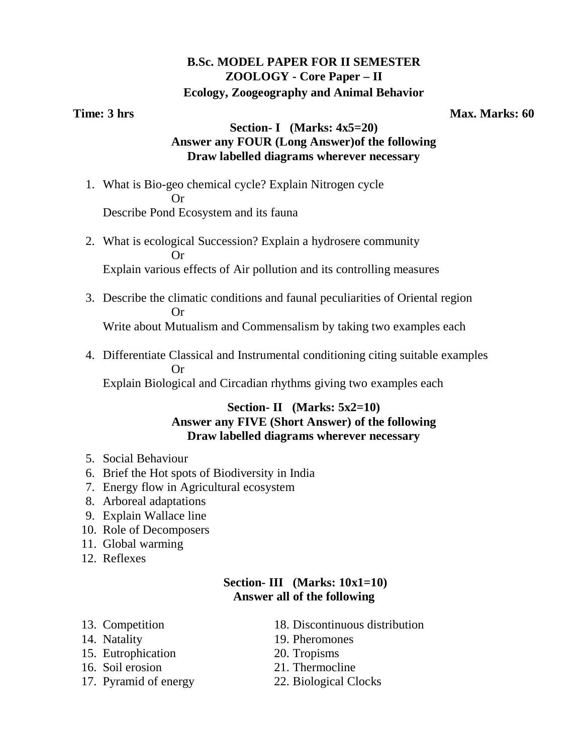# B.Sc. MODEL PAPER FOR II SEMESTER
## ZOOLOGY - Core Paper – II
## Ecology, Zoogeography and Animal Behavior

**Time: 3 hrs** **Max. Marks: 60**

### Section- I (Marks: 4x5=20)
**Answer any FOUR (Long Answer)of the following**
**Draw labelled diagrams wherever necessary**

1. What is Bio-geo chemical cycle? Explain Nitrogen cycle

   Or

   Describe Pond Ecosystem and its fauna

2. What is ecological Succession? Explain a hydrosere community

   Or

   Explain various effects of Air pollution and its controlling measures

3. Describe the climatic conditions and faunal peculiarities of Oriental region

   Or

   Write about Mutualism and Commensalism by taking two examples each

4. Differentiate Classical and Instrumental conditioning citing suitable examples

   Or

   Explain Biological and Circadian rhythms giving two examples each

### Section- II (Marks: 5x2=10)
**Answer any FIVE (Short Answer) of the following**
**Draw labelled diagrams wherever necessary**

5. Social Behaviour
6. Brief the Hot spots of Biodiversity in India
7. Energy flow in Agricultural ecosystem
8. Arboreal adaptations
9. Explain Wallace line
10. Role of Decomposers
11. Global warming
12. Reflexes

### Section- III (Marks: 10x1=10)
**Answer all of the following**

13. Competition
14. Natality
15. Eutrophication
16. Soil erosion
17. Pyramid of energy
18. Discontinuous distribution
19. Pheromones
20. Tropisms
21. Thermocline
22. Biological Clocks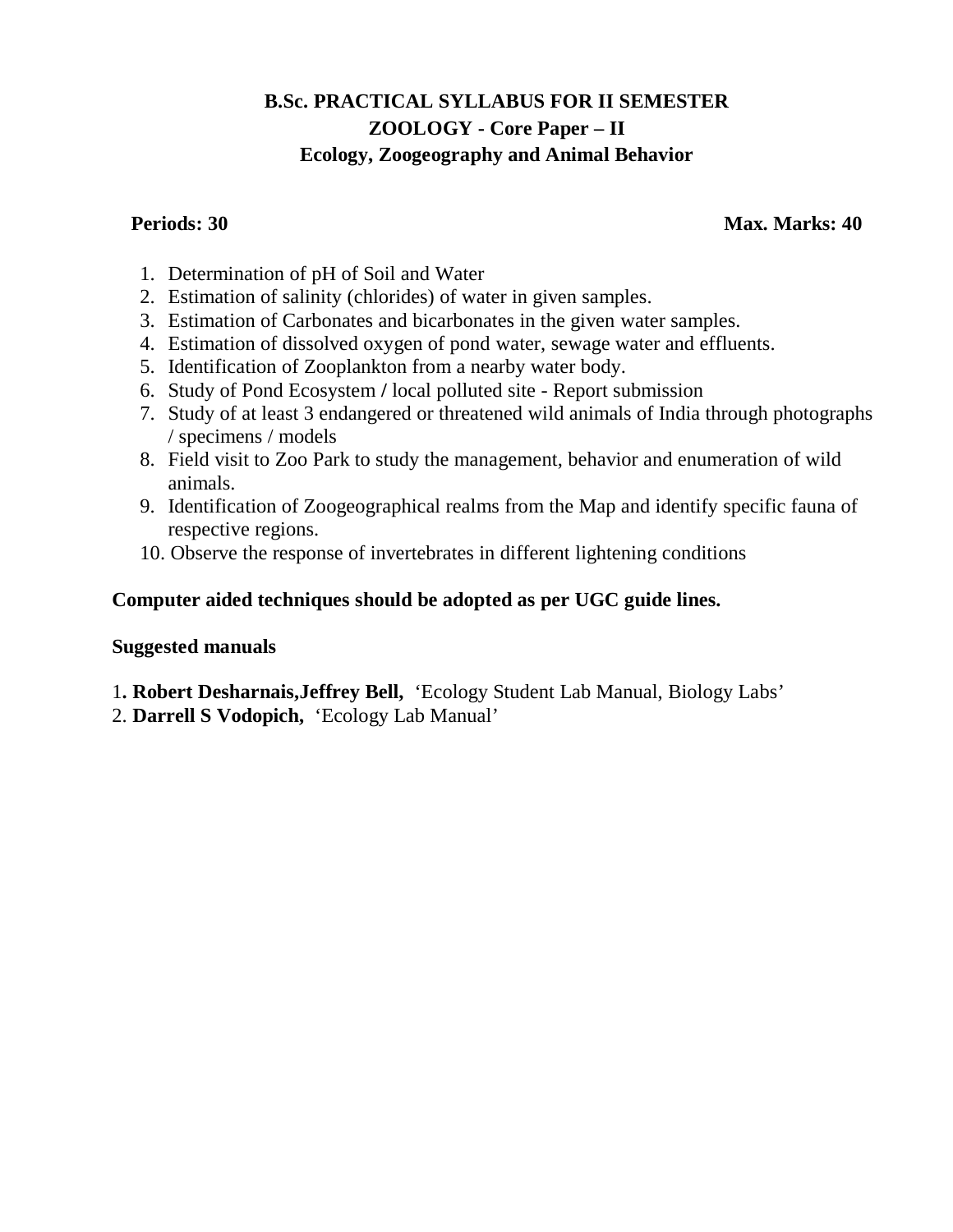# B.Sc. PRACTICAL SYLLABUS FOR II SEMESTER
## ZOOLOGY - Core Paper – II
## Ecology, Zoogeography and Animal Behavior

**Periods: 30** **Max. Marks: 40**

1. Determination of pH of Soil and Water
2. Estimation of salinity (chlorides) of water in given samples.
3. Estimation of Carbonates and bicarbonates in the given water samples.
4. Estimation of dissolved oxygen of pond water, sewage water and effluents.
5. Identification of Zooplankton from a nearby water body.
6. Study of Pond Ecosystem **/** local polluted site - Report submission
7. Study of at least 3 endangered or threatened wild animals of India through photographs / specimens / models
8. Field visit to Zoo Park to study the management, behavior and enumeration of wild animals.
9. Identification of Zoogeographical realms from the Map and identify specific fauna of respective regions.
10. Observe the response of invertebrates in different lightening conditions

**Computer aided techniques should be adopted as per UGC guide lines.**

**Suggested manuals**

1**. Robert Desharnais,Jeffrey Bell,** 'Ecology Student Lab Manual, Biology Labs'
2. **Darrell S Vodopich,** 'Ecology Lab Manual'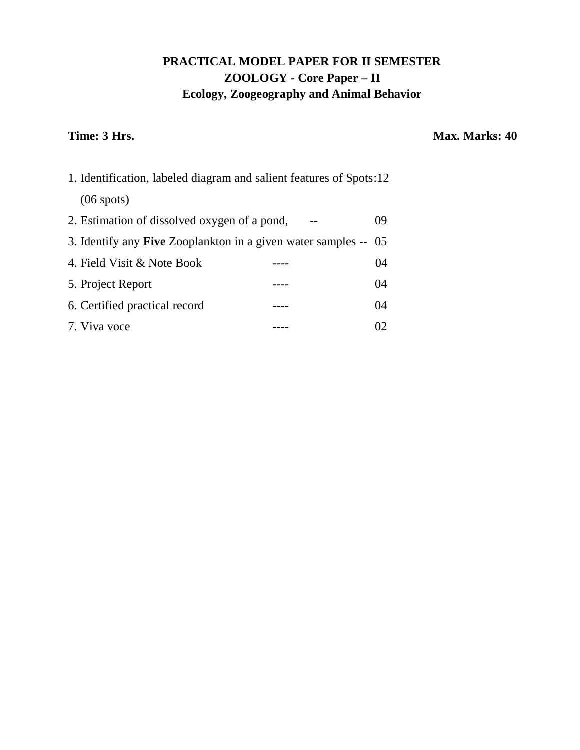**PRACTICAL MODEL PAPER FOR II SEMESTER**

**ZOOLOGY - Core Paper – II**

**Ecology, Zoogeography and Animal Behavior**

**Time: 3 Hrs.** **Max. Marks: 40**

1. Identification, labeled diagram and salient features of Spots:12
   (06 spots)
2. Estimation of dissolved oxygen of a pond, -- 09
3. Identify any **Five** Zooplankton in a given water samples -- 05
4. Field Visit & Note Book ---- 04
5. Project Report ---- 04
6. Certified practical record ---- 04
7. Viva voce ---- 02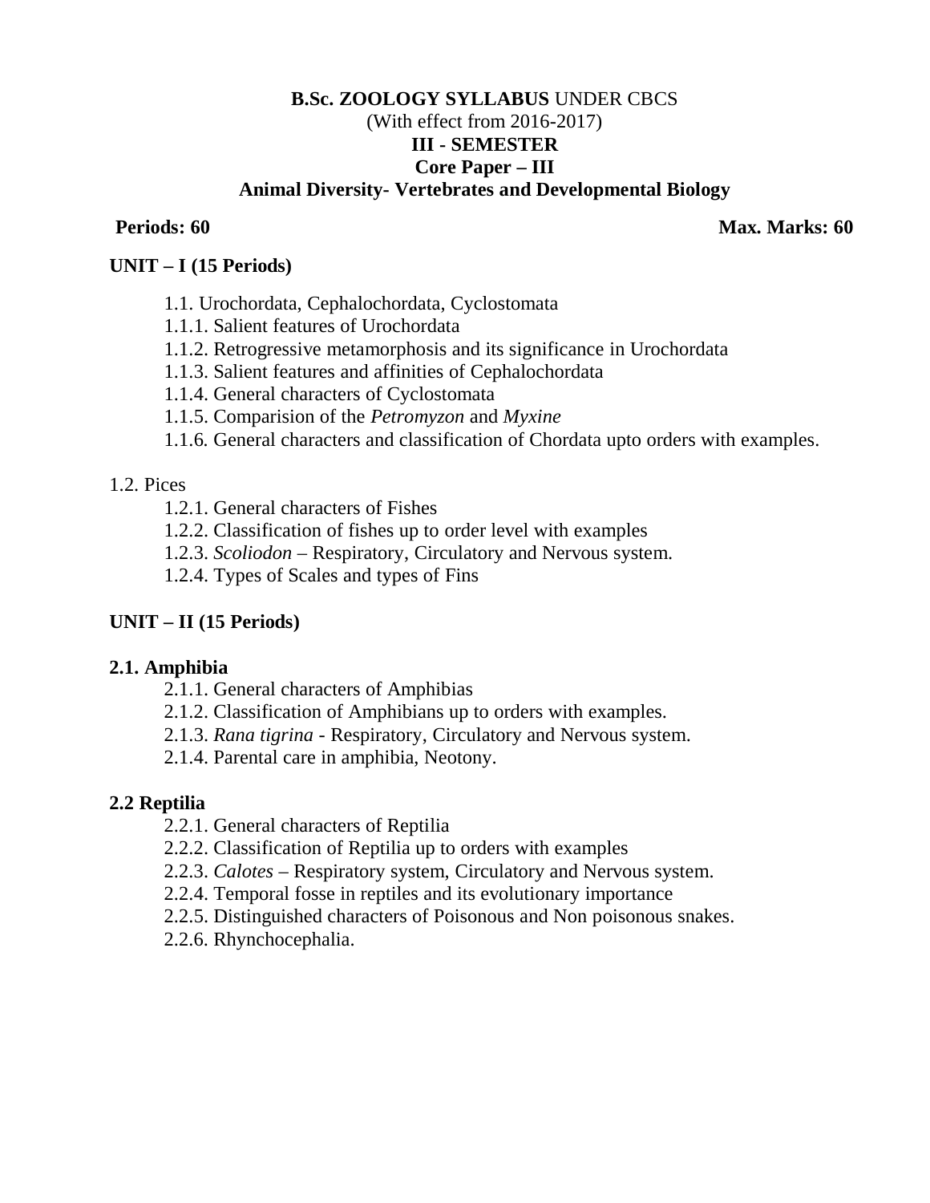**B.Sc. ZOOLOGY SYLLABUS** UNDER CBCS

(With effect from 2016-2017)

**III - SEMESTER**

**Core Paper – III**

**Animal Diversity- Vertebrates and Developmental Biology**

**Periods: 60** **Max. Marks: 60**

## UNIT – I (15 Periods)

1.1. Urochordata, Cephalochordata, Cyclostomata
- 1.1.1. Salient features of Urochordata
- 1.1.2. Retrogressive metamorphosis and its significance in Urochordata
- 1.1.3. Salient features and affinities of Cephalochordata
- 1.1.4. General characters of Cyclostomata
- 1.1.5. Comparision of the *Petromyzon* and *Myxine*
- 1.1.6. General characters and classification of Chordata upto orders with examples.

1.2. Pices
- 1.2.1. General characters of Fishes
- 1.2.2. Classification of fishes up to order level with examples
- 1.2.3. *Scoliodon* – Respiratory, Circulatory and Nervous system.
- 1.2.4. Types of Scales and types of Fins

## UNIT – II (15 Periods)

**2.1. Amphibia**
- 2.1.1. General characters of Amphibias
- 2.1.2. Classification of Amphibians up to orders with examples.
- 2.1.3. *Rana tigrina* - Respiratory, Circulatory and Nervous system.
- 2.1.4. Parental care in amphibia, Neotony.

**2.2 Reptilia**
- 2.2.1. General characters of Reptilia
- 2.2.2. Classification of Reptilia up to orders with examples
- 2.2.3. *Calotes* – Respiratory system, Circulatory and Nervous system.
- 2.2.4. Temporal fosse in reptiles and its evolutionary importance
- 2.2.5. Distinguished characters of Poisonous and Non poisonous snakes.
- 2.2.6. Rhynchocephalia.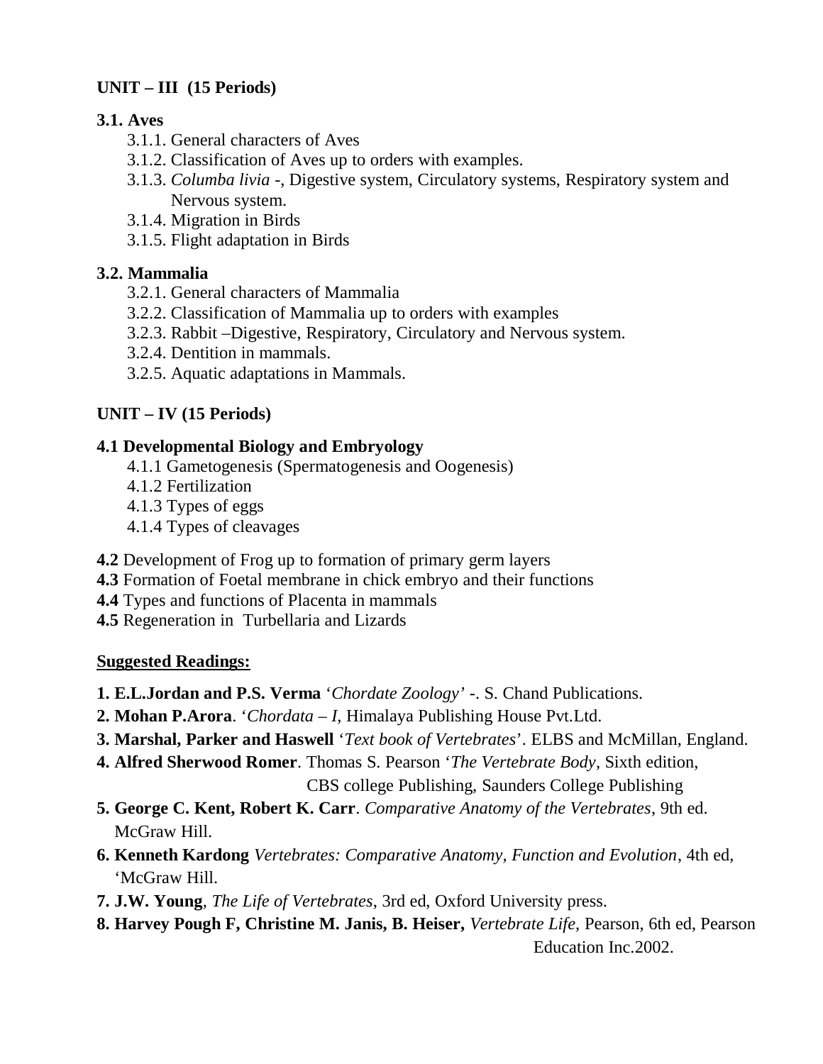## UNIT – III (15 Periods)

### 3.1. Aves

- 3.1.1. General characters of Aves
- 3.1.2. Classification of Aves up to orders with examples.
- 3.1.3. *Columba livia* -, Digestive system, Circulatory systems, Respiratory system and Nervous system.
- 3.1.4. Migration in Birds
- 3.1.5. Flight adaptation in Birds

### 3.2. Mammalia

- 3.2.1. General characters of Mammalia
- 3.2.2. Classification of Mammalia up to orders with examples
- 3.2.3. Rabbit –Digestive, Respiratory, Circulatory and Nervous system.
- 3.2.4. Dentition in mammals.
- 3.2.5. Aquatic adaptations in Mammals.

## UNIT – IV (15 Periods)

### 4.1 Developmental Biology and Embryology

- 4.1.1 Gametogenesis (Spermatogenesis and Oogenesis)
- 4.1.2 Fertilization
- 4.1.3 Types of eggs
- 4.1.4 Types of cleavages

**4.2** Development of Frog up to formation of primary germ layers

**4.3** Formation of Foetal membrane in chick embryo and their functions

**4.4** Types and functions of Placenta in mammals

**4.5** Regeneration in Turbellaria and Lizards

**Suggested Readings:**

1. **E.L.Jordan and P.S. Verma** '*Chordate Zoology*' -. S. Chand Publications.
2. **Mohan P.Arora**. '*Chordata – I*, Himalaya Publishing House Pvt.Ltd.
3. **Marshal, Parker and Haswell** '*Text book of Vertebrates*'. ELBS and McMillan, England.
4. **Alfred Sherwood Romer**. Thomas S. Pearson '*The Vertebrate Body*, Sixth edition, CBS college Publishing, Saunders College Publishing
5. **George C. Kent, Robert K. Carr**. *Comparative Anatomy of the Vertebrates*, 9th ed. McGraw Hill.
6. **Kenneth Kardong** *Vertebrates: Comparative Anatomy, Function and Evolution*, 4th ed, 'McGraw Hill.
7. **J.W. Young**, *The Life of Vertebrates*, 3rd ed, Oxford University press.
8. **Harvey Pough F, Christine M. Janis, B. Heiser,** *Vertebrate Life,* Pearson, 6th ed, Pearson Education Inc.2002.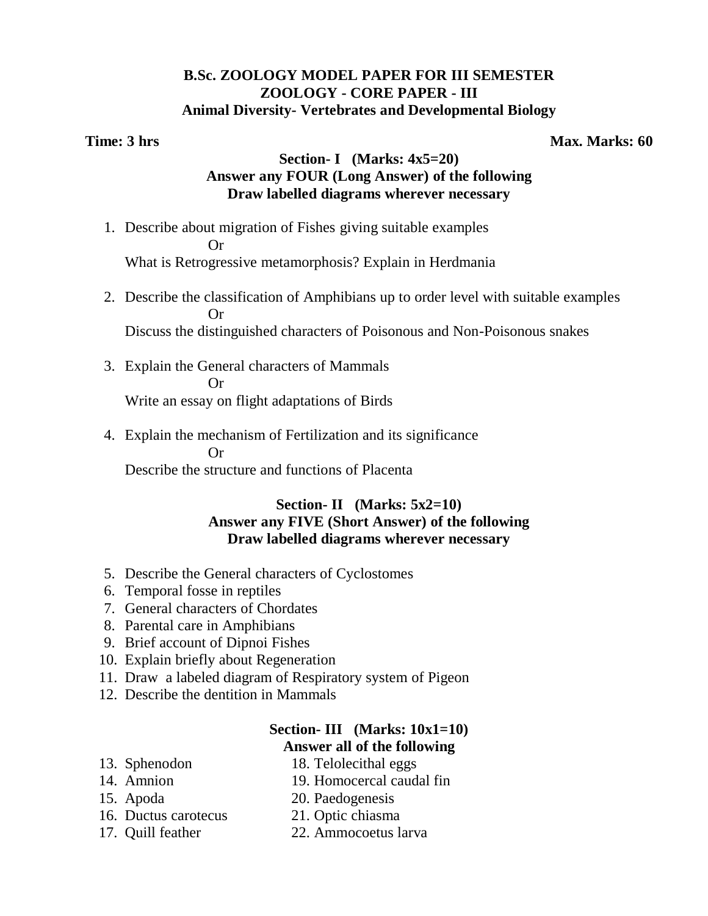# B.Sc. ZOOLOGY MODEL PAPER FOR III SEMESTER
## ZOOLOGY - CORE PAPER - III
### Animal Diversity- Vertebrates and Developmental Biology

**Time: 3 hrs** **Max. Marks: 60**

### Section- I (Marks: 4x5=20)
**Answer any FOUR (Long Answer) of the following**
**Draw labelled diagrams wherever necessary**

1. Describe about migration of Fishes giving suitable examples

   Or

   What is Retrogressive metamorphosis? Explain in Herdmania

2. Describe the classification of Amphibians up to order level with suitable examples

   Or

   Discuss the distinguished characters of Poisonous and Non-Poisonous snakes

3. Explain the General characters of Mammals

   Or

   Write an essay on flight adaptations of Birds

4. Explain the mechanism of Fertilization and its significance

   Or

   Describe the structure and functions of Placenta

### Section- II (Marks: 5x2=10)
**Answer any FIVE (Short Answer) of the following**
**Draw labelled diagrams wherever necessary**

5. Describe the General characters of Cyclostomes
6. Temporal fosse in reptiles
7. General characters of Chordates
8. Parental care in Amphibians
9. Brief account of Dipnoi Fishes
10. Explain briefly about Regeneration
11. Draw a labeled diagram of Respiratory system of Pigeon
12. Describe the dentition in Mammals

### Section- III (Marks: 10x1=10)
**Answer all of the following**

13. Sphenodon
14. Amnion
15. Apoda
16. Ductus carotecus
17. Quill feather
18. Telolecithal eggs
19. Homocercal caudal fin
20. Paedogenesis
21. Optic chiasma
22. Ammocoetus larva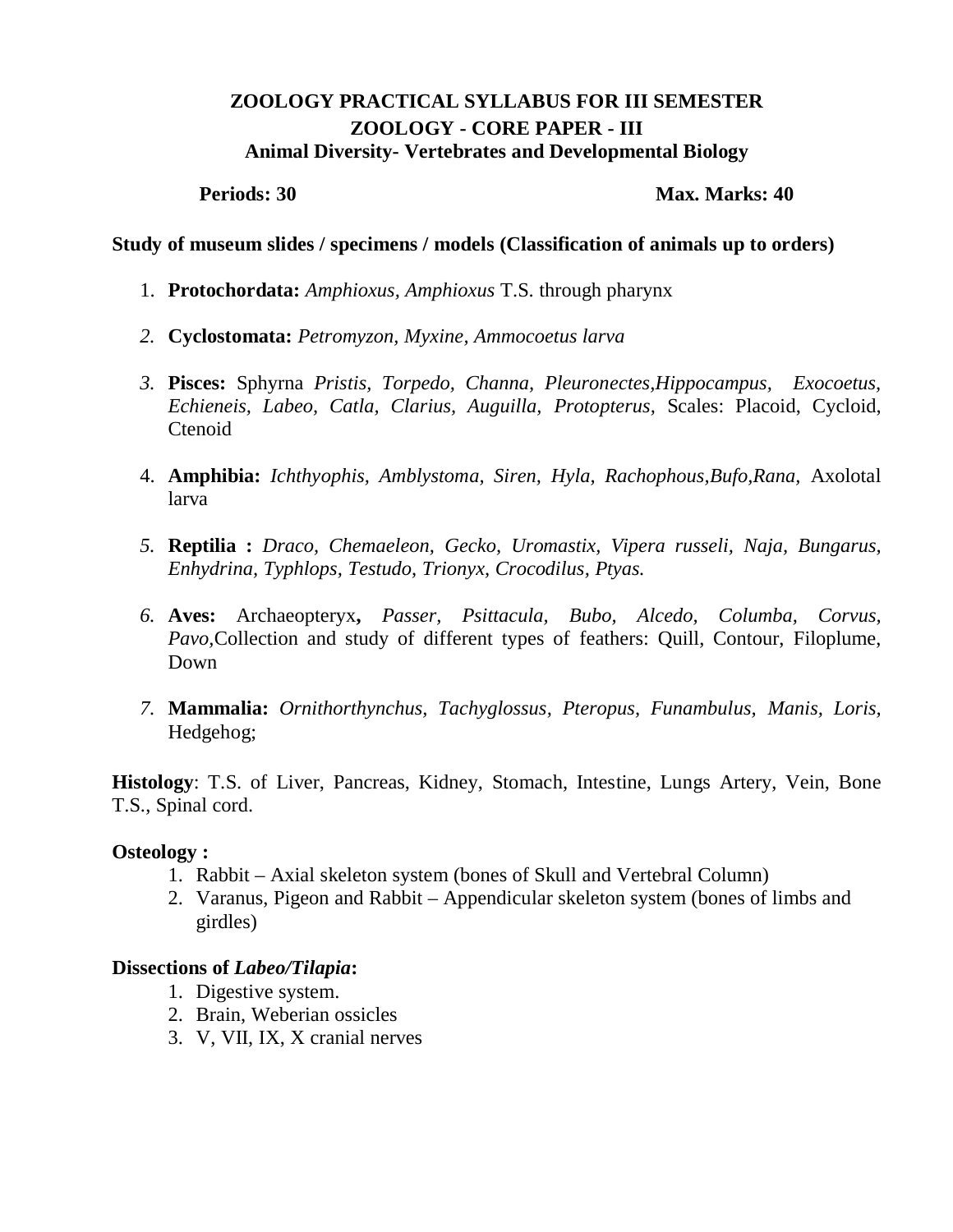# ZOOLOGY PRACTICAL SYLLABUS FOR III SEMESTER

## ZOOLOGY - CORE PAPER - III

### Animal Diversity- Vertebrates and Developmental Biology

**Periods: 30** **Max. Marks: 40**

**Study of museum slides / specimens / models (Classification of animals up to orders)**

1. **Protochordata:** *Amphioxus*, *Amphioxus* T.S. through pharynx
2. **Cyclostomata:** *Petromyzon, Myxine, Ammocoetus larva*
3. **Pisces:** Sphyrna *Pristis, Torpedo, Channa, Pleuronectes,Hippocampus, Exocoetus, Echieneis, Labeo, Catla, Clarius, Auguilla, Protopterus,* Scales: Placoid, Cycloid, Ctenoid
4. **Amphibia:** *Ichthyophis, Amblystoma, Siren, Hyla, Rachophous,Bufo,Rana,* Axolotal larva
5. **Reptilia :** *Draco, Chemaeleon, Gecko, Uromastix, Vipera russeli, Naja, Bungarus, Enhydrina, Typhlops, Testudo, Trionyx, Crocodilus, Ptyas.*
6. **Aves:** Archaeopteryx**,** *Passer, Psittacula, Bubo, Alcedo, Columba, Corvus, Pavo,*Collection and study of different types of feathers: Quill, Contour, Filoplume, Down
7. **Mammalia:** *Ornithorthynchus, Tachyglossus, Pteropus, Funambulus, Manis, Loris,* Hedgehog;

**Histology**: T.S. of Liver, Pancreas, Kidney, Stomach, Intestine, Lungs Artery, Vein, Bone T.S., Spinal cord.

**Osteology :**

1. Rabbit – Axial skeleton system (bones of Skull and Vertebral Column)
2. Varanus, Pigeon and Rabbit – Appendicular skeleton system (bones of limbs and girdles)

**Dissections of *Labeo/Tilapia*:**

1. Digestive system.
2. Brain, Weberian ossicles
3. V, VII, IX, X cranial nerves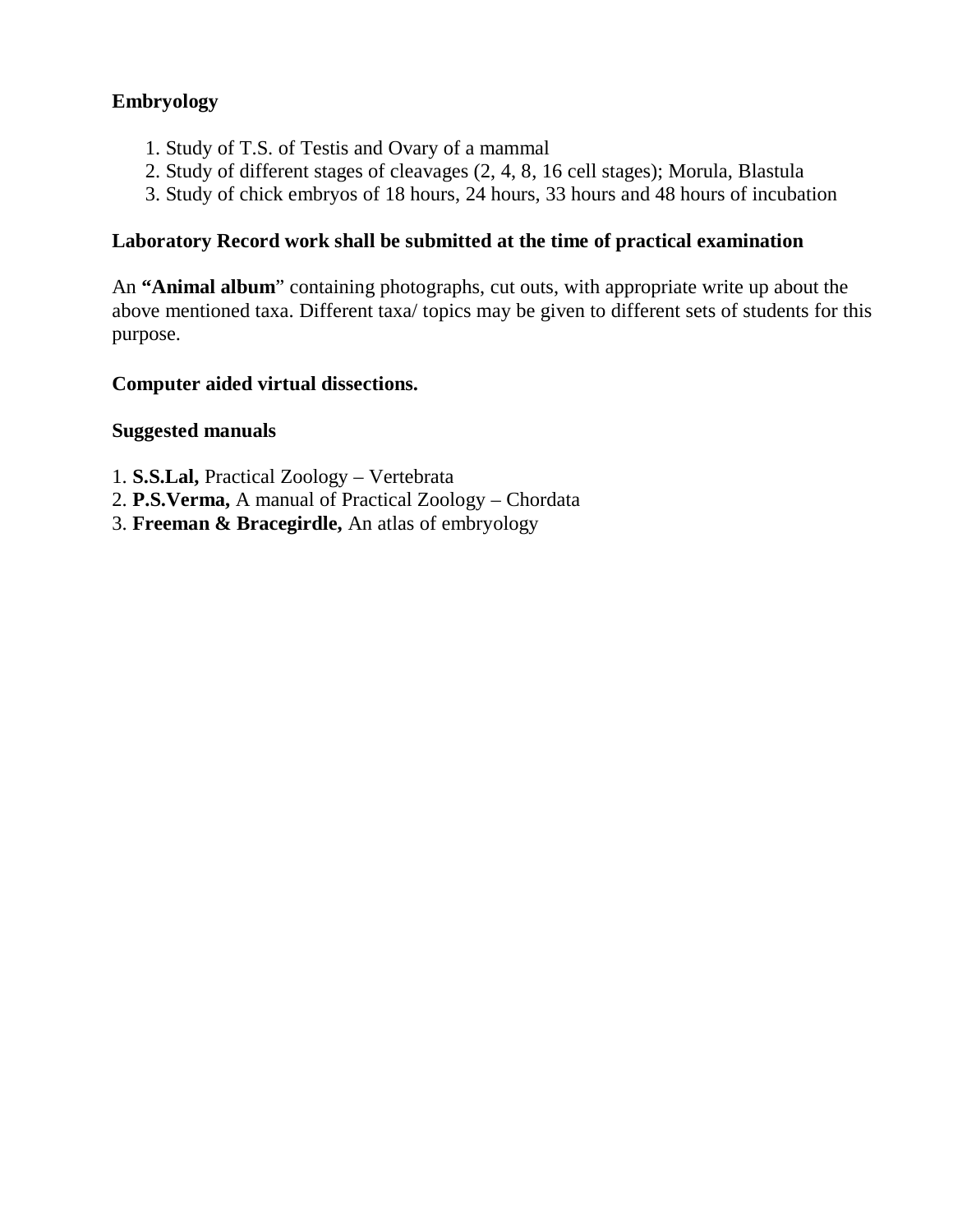**Embryology**

1. Study of T.S. of Testis and Ovary of a mammal
2. Study of different stages of cleavages (2, 4, 8, 16 cell stages); Morula, Blastula
3. Study of chick embryos of 18 hours, 24 hours, 33 hours and 48 hours of incubation

**Laboratory Record work shall be submitted at the time of practical examination**

An **“Animal album**” containing photographs, cut outs, with appropriate write up about the above mentioned taxa. Different taxa/ topics may be given to different sets of students for this purpose.

**Computer aided virtual dissections.**

**Suggested manuals**

1. **S.S.Lal,** Practical Zoology – Vertebrata
2. **P.S.Verma,** A manual of Practical Zoology – Chordata
3. **Freeman & Bracegirdle,** An atlas of embryology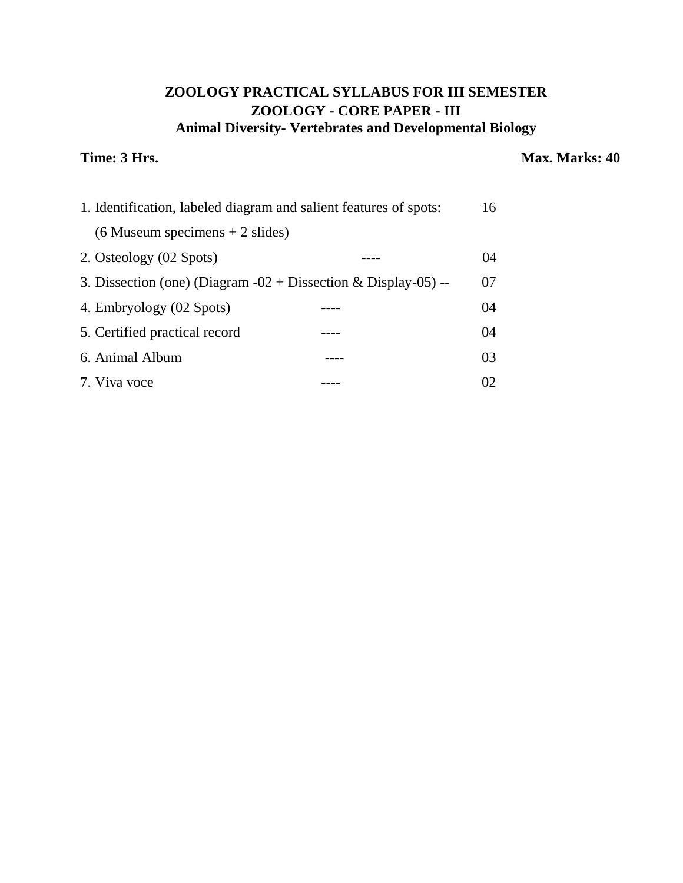**ZOOLOGY PRACTICAL SYLLABUS FOR III SEMESTER**

**ZOOLOGY - CORE PAPER - III**

**Animal Diversity- Vertebrates and Developmental Biology**

**Time: 3 Hrs.** **Max. Marks: 40**

1. Identification, labeled diagram and salient features of spots: 16
   (6 Museum specimens + 2 slides)
2. Osteology (02 Spots) ---- 04
3. Dissection (one) (Diagram -02 + Dissection & Display-05) -- 07
4. Embryology (02 Spots) ---- 04
5. Certified practical record ---- 04
6. Animal Album ---- 03
7. Viva voce ---- 02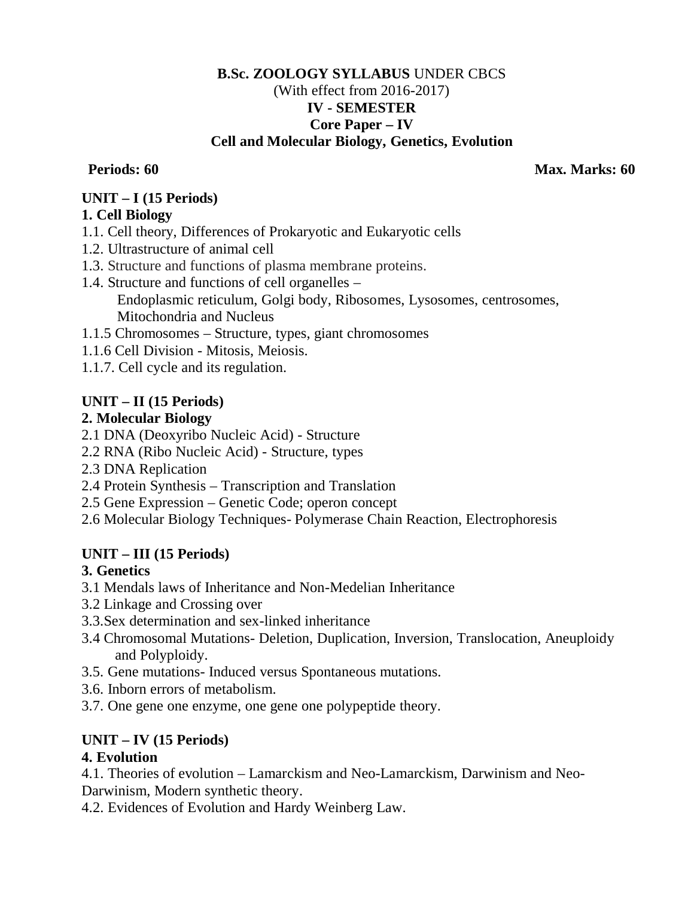**B.Sc. ZOOLOGY SYLLABUS** UNDER CBCS
(With effect from 2016-2017)
**IV - SEMESTER**
**Core Paper – IV**
**Cell and Molecular Biology, Genetics, Evolution**

**Periods: 60** **Max. Marks: 60**

**UNIT – I (15 Periods)**

**1. Cell Biology**

1.1. Cell theory, Differences of Prokaryotic and Eukaryotic cells
1.2. Ultrastructure of animal cell
1.3. Structure and functions of plasma membrane proteins.
1.4. Structure and functions of cell organelles –
Endoplasmic reticulum, Golgi body, Ribosomes, Lysosomes, centrosomes, Mitochondria and Nucleus
1.1.5 Chromosomes – Structure, types, giant chromosomes
1.1.6 Cell Division - Mitosis, Meiosis.
1.1.7. Cell cycle and its regulation.

**UNIT – II (15 Periods)**

**2. Molecular Biology**

2.1 DNA (Deoxyribo Nucleic Acid) - Structure
2.2 RNA (Ribo Nucleic Acid) - Structure, types
2.3 DNA Replication
2.4 Protein Synthesis – Transcription and Translation
2.5 Gene Expression – Genetic Code; operon concept
2.6 Molecular Biology Techniques- Polymerase Chain Reaction, Electrophoresis

**UNIT – III (15 Periods)**

**3. Genetics**

3.1 Mendals laws of Inheritance and Non-Medelian Inheritance
3.2 Linkage and Crossing over
3.3.Sex determination and sex-linked inheritance
3.4 Chromosomal Mutations- Deletion, Duplication, Inversion, Translocation, Aneuploidy and Polyploidy.
3.5. Gene mutations- Induced versus Spontaneous mutations.
3.6. Inborn errors of metabolism.
3.7. One gene one enzyme, one gene one polypeptide theory.

**UNIT – IV (15 Periods)**

**4. Evolution**

4.1. Theories of evolution – Lamarckism and Neo-Lamarckism, Darwinism and Neo-Darwinism, Modern synthetic theory.
4.2. Evidences of Evolution and Hardy Weinberg Law.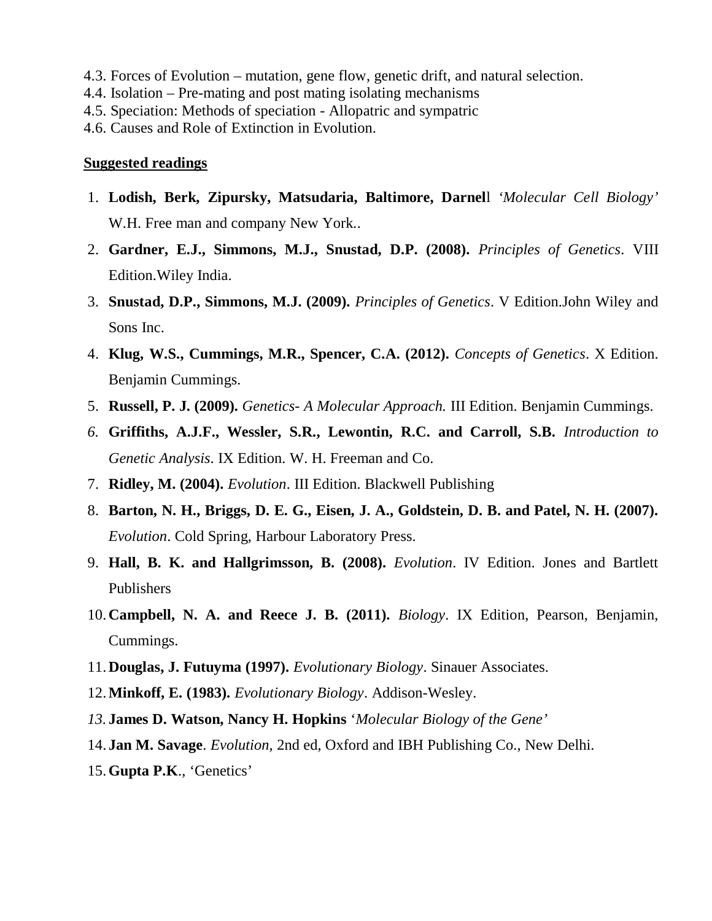4.3. Forces of Evolution – mutation, gene flow, genetic drift, and natural selection.
4.4. Isolation – Pre-mating and post mating isolating mechanisms
4.5. Speciation: Methods of speciation - Allopatric and sympatric
4.6. Causes and Role of Extinction in Evolution.

**Suggested readings**

1. **Lodish, Berk, Zipursky, Matsudaria, Baltimore, Darnel**l *'Molecular Cell Biology'* W.H. Free man and company New York..
2. **Gardner, E.J., Simmons, M.J., Snustad, D.P. (2008).** *Principles of Genetics*. VIII Edition.Wiley India.
3. **Snustad, D.P., Simmons, M.J. (2009).** *Principles of Genetics*. V Edition.John Wiley and Sons Inc.
4. **Klug, W.S., Cummings, M.R., Spencer, C.A. (2012).** *Concepts of Genetics*. X Edition. Benjamin Cummings.
5. **Russell, P. J. (2009).** *Genetics- A Molecular Approach.* III Edition. Benjamin Cummings.
6. **Griffiths, A.J.F., Wessler, S.R., Lewontin, R.C. and Carroll, S.B.** *Introduction to Genetic Analysis*. IX Edition. W. H. Freeman and Co.
7. **Ridley, M. (2004).** *Evolution*. III Edition. Blackwell Publishing
8. **Barton, N. H., Briggs, D. E. G., Eisen, J. A., Goldstein, D. B. and Patel, N. H. (2007).** *Evolution*. Cold Spring, Harbour Laboratory Press.
9. **Hall, B. K. and Hallgrimsson, B. (2008).** *Evolution*. IV Edition. Jones and Bartlett Publishers
10. **Campbell, N. A. and Reece J. B. (2011).** *Biology*. IX Edition, Pearson, Benjamin, Cummings.
11. **Douglas, J. Futuyma (1997).** *Evolutionary Biology*. Sinauer Associates.
12. **Minkoff, E. (1983).** *Evolutionary Biology*. Addison-Wesley.
13. **James D. Watson, Nancy H. Hopkins** '*Molecular Biology of the Gene'*
14. **Jan M. Savage**. *Evolution*, 2nd ed, Oxford and IBH Publishing Co., New Delhi.
15. **Gupta P.K**., 'Genetics'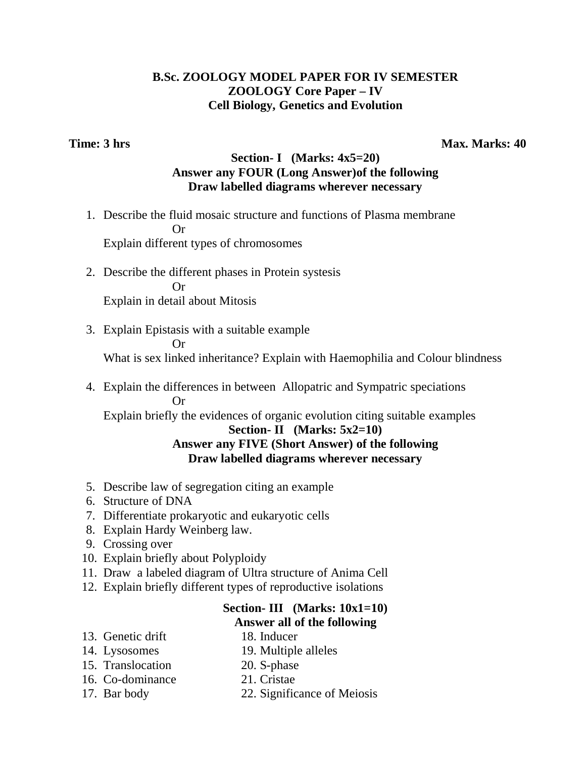**B.Sc. ZOOLOGY MODEL PAPER FOR IV SEMESTER**
**ZOOLOGY Core Paper – IV**
**Cell Biology, Genetics and Evolution**

**Time: 3 hrs** **Max. Marks: 40**

**Section- I (Marks: 4x5=20)**
**Answer any FOUR (Long Answer)of the following**
**Draw labelled diagrams wherever necessary**

1. Describe the fluid mosaic structure and functions of Plasma membrane
   Or
   Explain different types of chromosomes

2. Describe the different phases in Protein systesis
   Or
   Explain in detail about Mitosis

3. Explain Epistasis with a suitable example
   Or
   What is sex linked inheritance? Explain with Haemophilia and Colour blindness

4. Explain the differences in between Allopatric and Sympatric speciations
   Or
   Explain briefly the evidences of organic evolution citing suitable examples

**Section- II (Marks: 5x2=10)**
**Answer any FIVE (Short Answer) of the following**
**Draw labelled diagrams wherever necessary**

5. Describe law of segregation citing an example
6. Structure of DNA
7. Differentiate prokaryotic and eukaryotic cells
8. Explain Hardy Weinberg law.
9. Crossing over
10. Explain briefly about Polyploidy
11. Draw a labeled diagram of Ultra structure of Anima Cell
12. Explain briefly different types of reproductive isolations

**Section- III (Marks: 10x1=10)**
**Answer all of the following**

13. Genetic drift
14. Lysosomes
15. Translocation
16. Co-dominance
17. Bar body
18. Inducer
19. Multiple alleles
20. S-phase
21. Cristae
22. Significance of Meiosis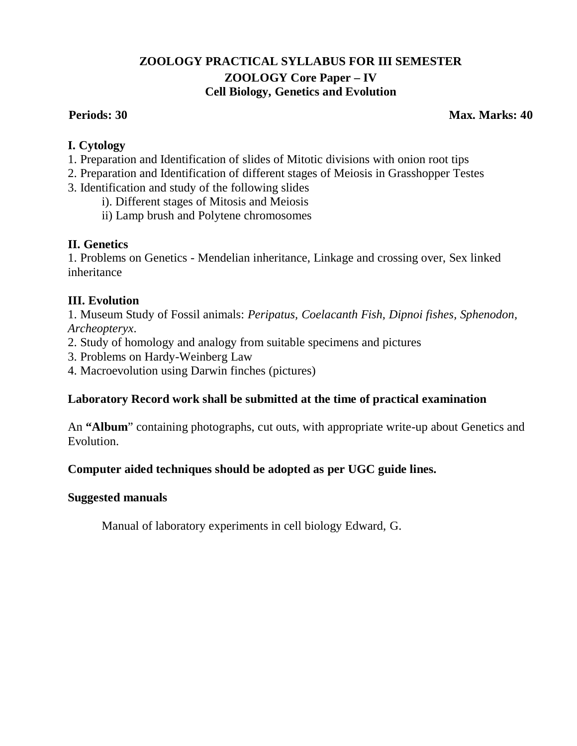# ZOOLOGY PRACTICAL SYLLABUS FOR III SEMESTER

## ZOOLOGY Core Paper – IV

## Cell Biology, Genetics and Evolution

**Periods: 30** **Max. Marks: 40**

**I. Cytology**

1. Preparation and Identification of slides of Mitotic divisions with onion root tips
2. Preparation and Identification of different stages of Meiosis in Grasshopper Testes
3. Identification and study of the following slides
    - i). Different stages of Mitosis and Meiosis
    - ii) Lamp brush and Polytene chromosomes

**II. Genetics**

1. Problems on Genetics - Mendelian inheritance, Linkage and crossing over, Sex linked inheritance

**III. Evolution**

1. Museum Study of Fossil animals: *Peripatus, Coelacanth Fish, Dipnoi fishes, Sphenodon, Archeopteryx*.
2. Study of homology and analogy from suitable specimens and pictures
3. Problems on Hardy-Weinberg Law
4. Macroevolution using Darwin finches (pictures)

**Laboratory Record work shall be submitted at the time of practical examination**

An **"Album"** containing photographs, cut outs, with appropriate write-up about Genetics and Evolution.

**Computer aided techniques should be adopted as per UGC guide lines.**

**Suggested manuals**

Manual of laboratory experiments in cell biology Edward, G.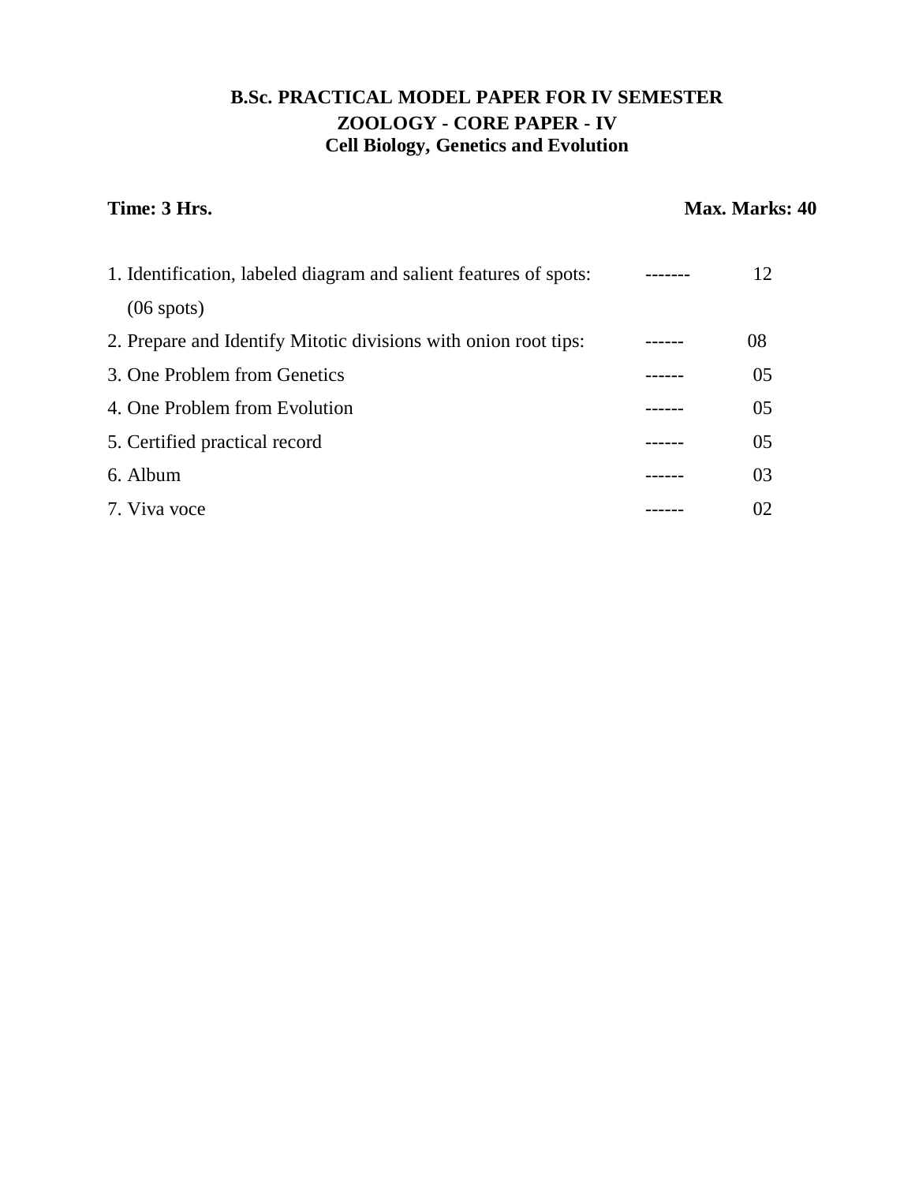## B.Sc. PRACTICAL MODEL PAPER FOR IV SEMESTER

### ZOOLOGY - CORE PAPER - IV

### Cell Biology, Genetics and Evolution

**Time: 3 Hrs.** **Max. Marks: 40**

1. Identification, labeled diagram and salient features of spots: ------- 12
   (06 spots)
2. Prepare and Identify Mitotic divisions with onion root tips: ------ 08
3. One Problem from Genetics ------ 05
4. One Problem from Evolution ------ 05
5. Certified practical record ------ 05
6. Album ------ 03
7. Viva voce ------ 02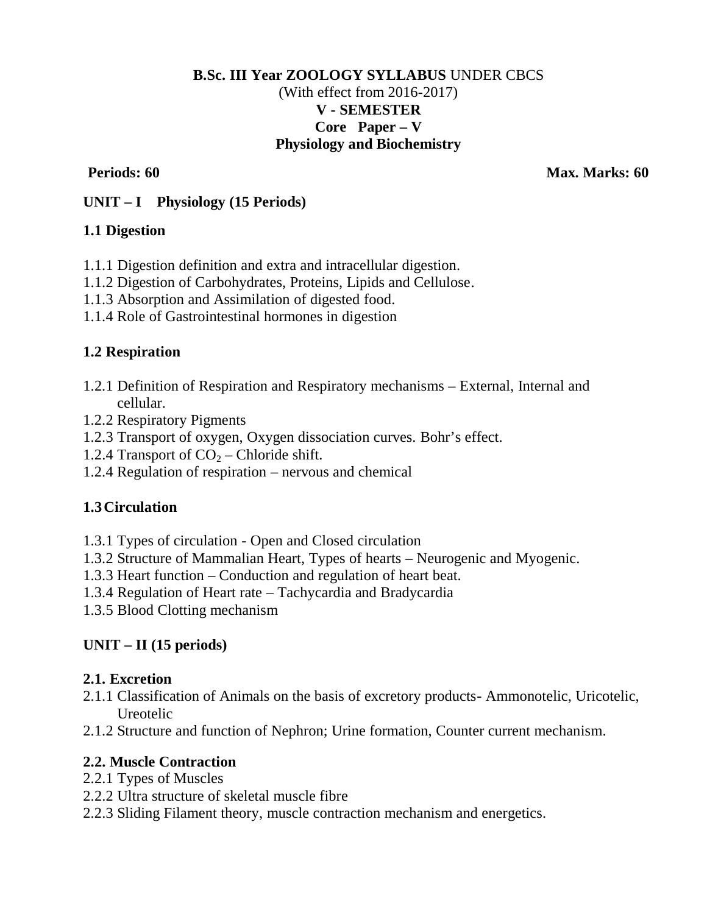**B.Sc. III Year ZOOLOGY SYLLABUS** UNDER CBCS
(With effect from 2016-2017)
**V - SEMESTER**
**Core Paper – V**
**Physiology and Biochemistry**

**Periods: 60** **Max. Marks: 60**

## UNIT – I Physiology (15 Periods)

### 1.1 Digestion

1.1.1 Digestion definition and extra and intracellular digestion.
1.1.2 Digestion of Carbohydrates, Proteins, Lipids and Cellulose.
1.1.3 Absorption and Assimilation of digested food.
1.1.4 Role of Gastrointestinal hormones in digestion

### 1.2 Respiration

1.2.1 Definition of Respiration and Respiratory mechanisms – External, Internal and cellular.
1.2.2 Respiratory Pigments
1.2.3 Transport of oxygen, Oxygen dissociation curves. Bohr's effect.
1.2.4 Transport of $CO_2$ – Chloride shift.
1.2.4 Regulation of respiration – nervous and chemical

### 1.3 Circulation

1.3.1 Types of circulation - Open and Closed circulation
1.3.2 Structure of Mammalian Heart, Types of hearts – Neurogenic and Myogenic.
1.3.3 Heart function – Conduction and regulation of heart beat.
1.3.4 Regulation of Heart rate – Tachycardia and Bradycardia
1.3.5 Blood Clotting mechanism

## UNIT – II (15 periods)

### 2.1. Excretion

2.1.1 Classification of Animals on the basis of excretory products- Ammonotelic, Uricotelic, Ureotelic
2.1.2 Structure and function of Nephron; Urine formation, Counter current mechanism.

### 2.2. Muscle Contraction

2.2.1 Types of Muscles
2.2.2 Ultra structure of skeletal muscle fibre
2.2.3 Sliding Filament theory, muscle contraction mechanism and energetics.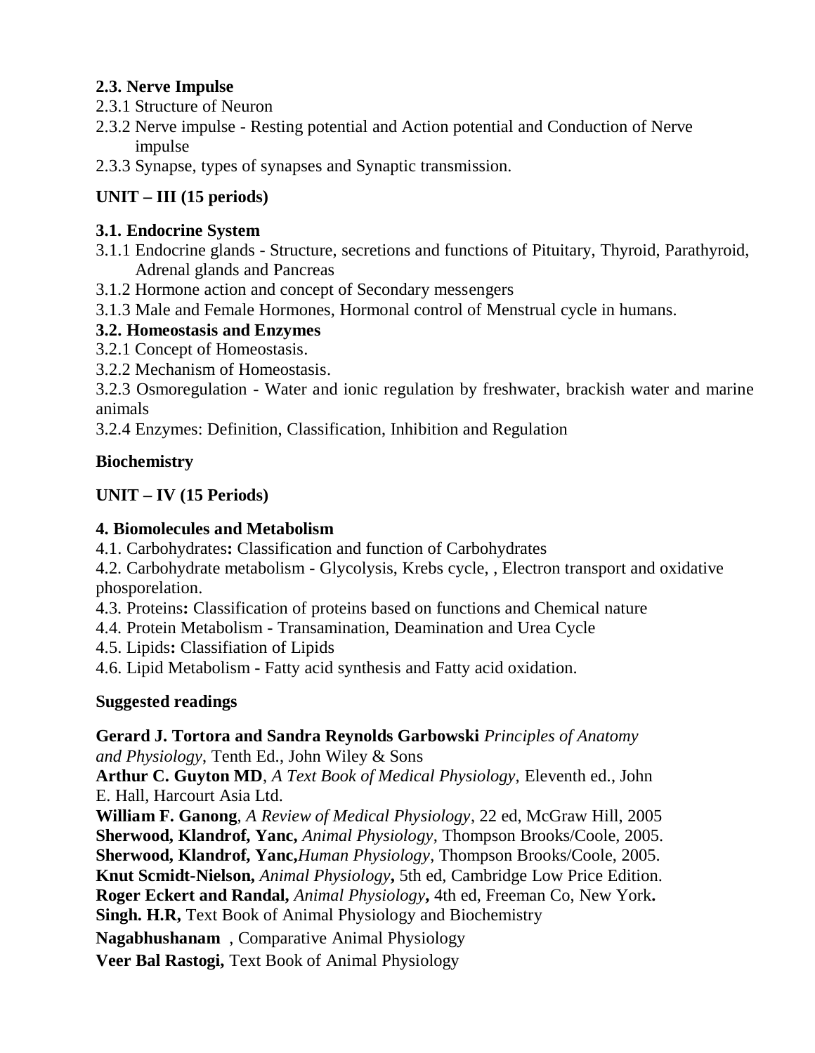**2.3. Nerve Impulse**

2.3.1 Structure of Neuron

2.3.2 Nerve impulse - Resting potential and Action potential and Conduction of Nerve impulse

2.3.3 Synapse, types of synapses and Synaptic transmission.

**UNIT – III (15 periods)**

**3.1. Endocrine System**

3.1.1 Endocrine glands - Structure, secretions and functions of Pituitary, Thyroid, Parathyroid, Adrenal glands and Pancreas

3.1.2 Hormone action and concept of Secondary messengers

3.1.3 Male and Female Hormones, Hormonal control of Menstrual cycle in humans.

**3.2. Homeostasis and Enzymes**

3.2.1 Concept of Homeostasis.

3.2.2 Mechanism of Homeostasis.

3.2.3 Osmoregulation - Water and ionic regulation by freshwater, brackish water and marine animals

3.2.4 Enzymes: Definition, Classification, Inhibition and Regulation

**Biochemistry**

**UNIT – IV (15 Periods)**

**4. Biomolecules and Metabolism**

4.1. Carbohydrates**:** Classification and function of Carbohydrates

4.2. Carbohydrate metabolism - Glycolysis, Krebs cycle, , Electron transport and oxidative phosporelation.

4.3. Proteins**:** Classification of proteins based on functions and Chemical nature

4.4. Protein Metabolism - Transamination, Deamination and Urea Cycle

4.5. Lipids**:** Classifiation of Lipids

4.6. Lipid Metabolism - Fatty acid synthesis and Fatty acid oxidation.

**Suggested readings**

**Gerard J. Tortora and Sandra Reynolds Garbowski** *Principles of Anatomy and Physiology*, Tenth Ed., John Wiley & Sons

**Arthur C. Guyton MD**, *A Text Book of Medical Physiology*, Eleventh ed., John E. Hall, Harcourt Asia Ltd.

**William F. Ganong**, *A Review of Medical Physiology*, 22 ed, McGraw Hill, 2005

**Sherwood, Klandrof, Yanc,** *Animal Physiology*, Thompson Brooks/Coole, 2005.

**Sherwood, Klandrof, Yanc,***Human Physiology*, Thompson Brooks/Coole, 2005.

**Knut Scmidt-Nielson,** *Animal Physiology***,** 5th ed, Cambridge Low Price Edition.

**Roger Eckert and Randal,** *Animal Physiology***,** 4th ed, Freeman Co, New York**.**

**Singh. H.R,** Text Book of Animal Physiology and Biochemistry

**Nagabhushanam** , Comparative Animal Physiology

**Veer Bal Rastogi,** Text Book of Animal Physiology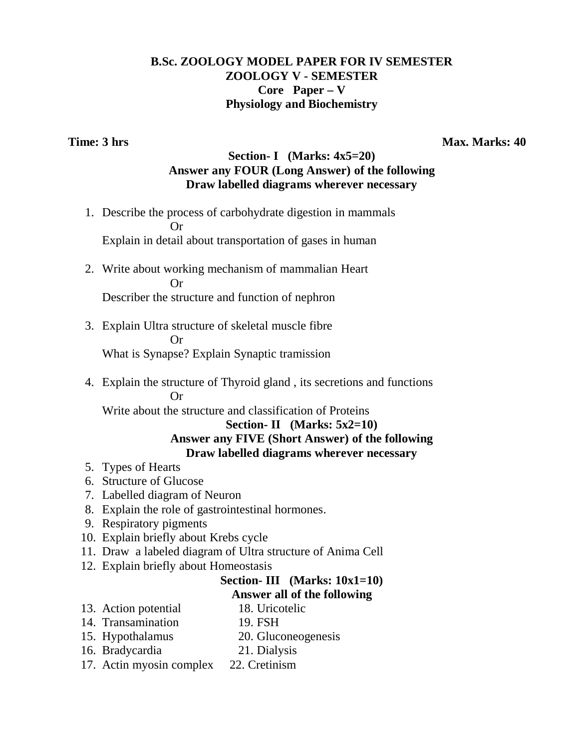# B.Sc. ZOOLOGY MODEL PAPER FOR IV SEMESTER
## ZOOLOGY V - SEMESTER
## Core Paper – V
## Physiology and Biochemistry

**Time: 3 hrs** **Max. Marks: 40**

### Section- I (Marks: 4x5=20)
**Answer any FOUR (Long Answer) of the following**
**Draw labelled diagrams wherever necessary**

1. Describe the process of carbohydrate digestion in mammals

   Or

   Explain in detail about transportation of gases in human

2. Write about working mechanism of mammalian Heart

   Or

   Describer the structure and function of nephron

3. Explain Ultra structure of skeletal muscle fibre

   Or

   What is Synapse? Explain Synaptic tramission

4. Explain the structure of Thyroid gland , its secretions and functions

   Or

   Write about the structure and classification of Proteins

### Section- II (Marks: 5x2=10)
**Answer any FIVE (Short Answer) of the following**
**Draw labelled diagrams wherever necessary**

5. Types of Hearts
6. Structure of Glucose
7. Labelled diagram of Neuron
8. Explain the role of gastrointestinal hormones.
9. Respiratory pigments
10. Explain briefly about Krebs cycle
11. Draw a labeled diagram of Ultra structure of Anima Cell
12. Explain briefly about Homeostasis

### Section- III (Marks: 10x1=10)
**Answer all of the following**

13. Action potential
14. Transamination
15. Hypothalamus
16. Bradycardia
17. Actin myosin complex
18. Uricotelic
19. FSH
20. Gluconeogenesis
21. Dialysis
22. Cretinism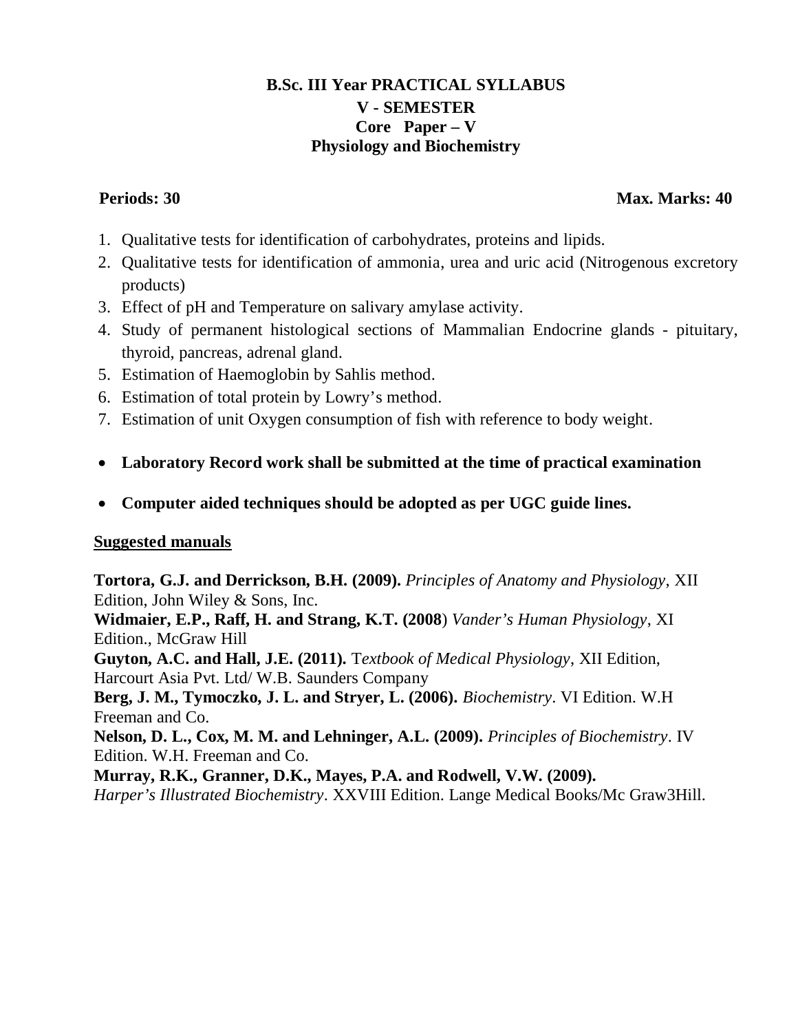# B.Sc. III Year PRACTICAL SYLLABUS

## V - SEMESTER

## Core Paper – V

## Physiology and Biochemistry

**Periods: 30** **Max. Marks: 40**

1. Qualitative tests for identification of carbohydrates, proteins and lipids.
2. Qualitative tests for identification of ammonia, urea and uric acid (Nitrogenous excretory products)
3. Effect of pH and Temperature on salivary amylase activity.
4. Study of permanent histological sections of Mammalian Endocrine glands - pituitary, thyroid, pancreas, adrenal gland.
5. Estimation of Haemoglobin by Sahlis method.
6. Estimation of total protein by Lowry's method.
7. Estimation of unit Oxygen consumption of fish with reference to body weight.

- **Laboratory Record work shall be submitted at the time of practical examination**
- **Computer aided techniques should be adopted as per UGC guide lines.**

**Suggested manuals**

**Tortora, G.J. and Derrickson, B.H. (2009).** *Principles of Anatomy and Physiology*, XII Edition, John Wiley & Sons, Inc.

**Widmaier, E.P., Raff, H. and Strang, K.T. (2008**) *Vander's Human Physiology*, XI Edition., McGraw Hill

**Guyton, A.C. and Hall, J.E. (2011).** T*extbook of Medical Physiology*, XII Edition, Harcourt Asia Pvt. Ltd/ W.B. Saunders Company

**Berg, J. M., Tymoczko, J. L. and Stryer, L. (2006).** *Biochemistry*. VI Edition. W.H Freeman and Co.

**Nelson, D. L., Cox, M. M. and Lehninger, A.L. (2009).** *Principles of Biochemistry*. IV Edition. W.H. Freeman and Co.

**Murray, R.K., Granner, D.K., Mayes, P.A. and Rodwell, V.W. (2009).** *Harper's Illustrated Biochemistry*. XXVIII Edition. Lange Medical Books/Mc Graw3Hill.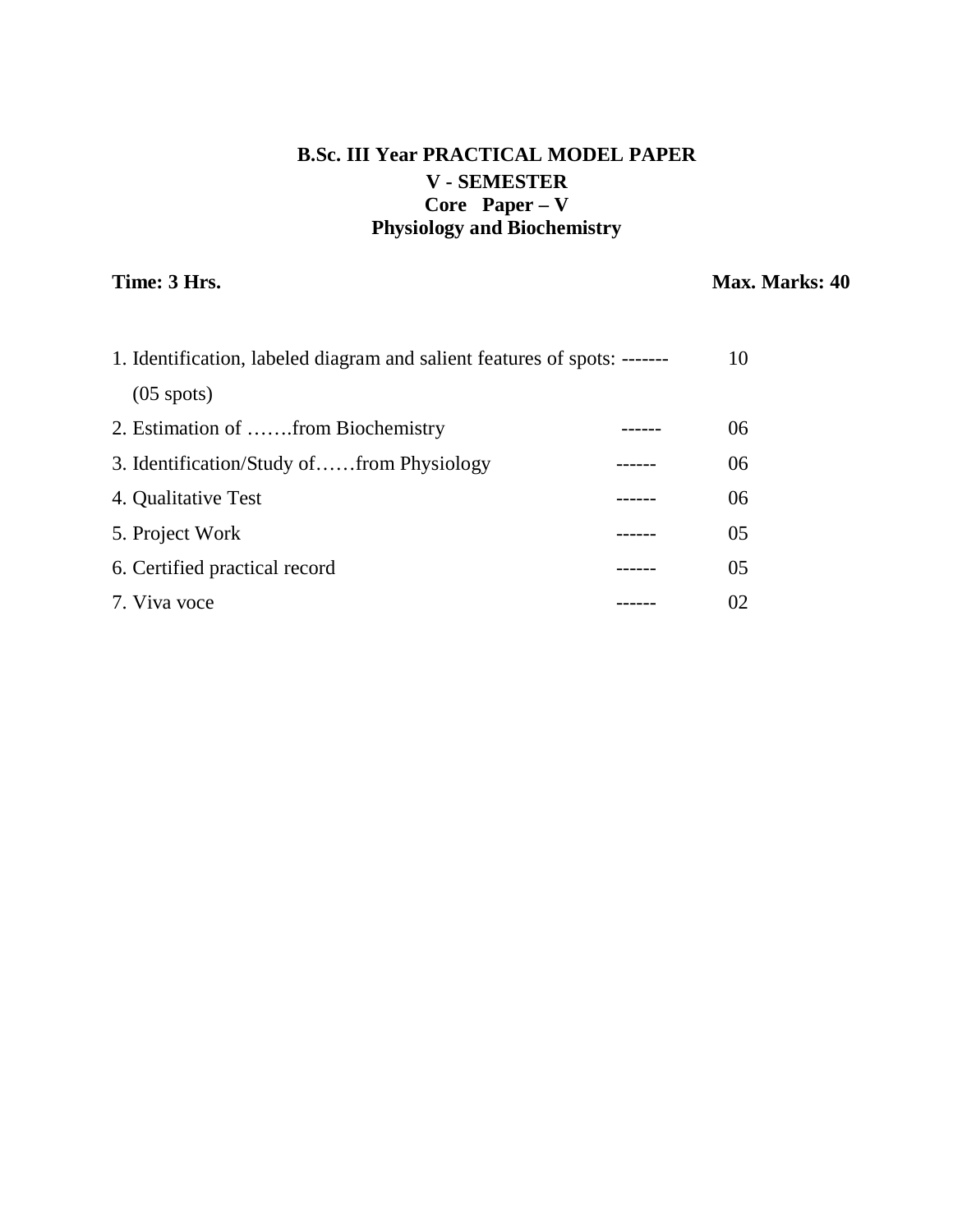**B.Sc. III Year PRACTICAL MODEL PAPER**

**V - SEMESTER**

**Core Paper – V**

**Physiology and Biochemistry**

**Time: 3 Hrs.** **Max. Marks: 40**

| | | |
|---|---|---|
| 1. Identification, labeled diagram and salient features of spots: (05 spots) | ------- | 10 |
| 2. Estimation of …….from Biochemistry | ------ | 06 |
| 3. Identification/Study of……from Physiology | ------ | 06 |
| 4. Qualitative Test | ------ | 06 |
| 5. Project Work | ------ | 05 |
| 6. Certified practical record | ------ | 05 |
| 7. Viva voce | ------ | 02 |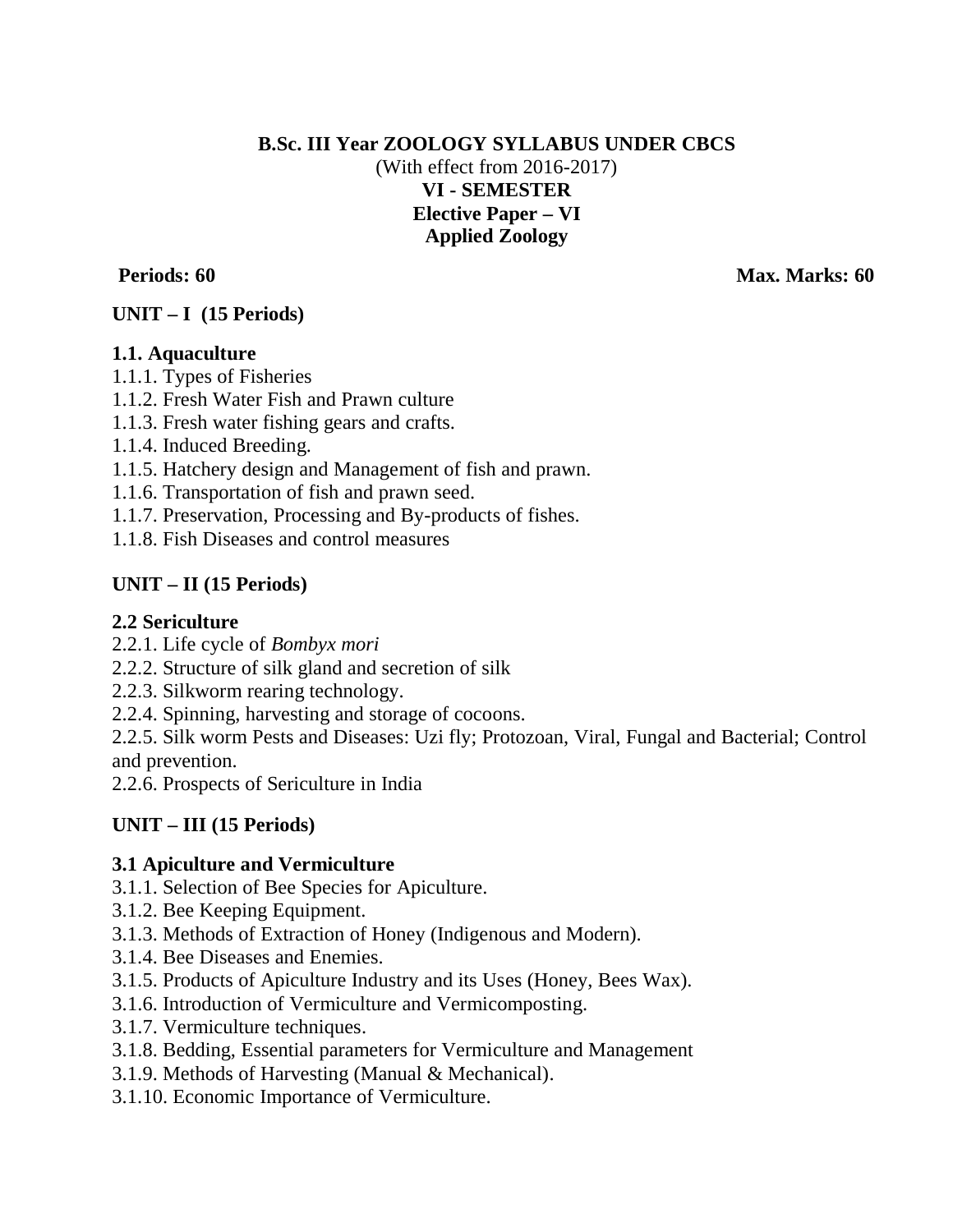**B.Sc. III Year ZOOLOGY SYLLABUS UNDER CBCS**
(With effect from 2016-2017)
**VI - SEMESTER**
**Elective Paper – VI**
**Applied Zoology**

**Periods: 60** **Max. Marks: 60**

## UNIT – I (15 Periods)

### 1.1. Aquaculture

1.1.1. Types of Fisheries
1.1.2. Fresh Water Fish and Prawn culture
1.1.3. Fresh water fishing gears and crafts.
1.1.4. Induced Breeding.
1.1.5. Hatchery design and Management of fish and prawn.
1.1.6. Transportation of fish and prawn seed.
1.1.7. Preservation, Processing and By-products of fishes.
1.1.8. Fish Diseases and control measures

## UNIT – II (15 Periods)

### 2.2 Sericulture

2.2.1. Life cycle of *Bombyx mori*
2.2.2. Structure of silk gland and secretion of silk
2.2.3. Silkworm rearing technology.
2.2.4. Spinning, harvesting and storage of cocoons.
2.2.5. Silk worm Pests and Diseases: Uzi fly; Protozoan, Viral, Fungal and Bacterial; Control and prevention.
2.2.6. Prospects of Sericulture in India

## UNIT – III (15 Periods)

### 3.1 Apiculture and Vermiculture

3.1.1. Selection of Bee Species for Apiculture.
3.1.2. Bee Keeping Equipment.
3.1.3. Methods of Extraction of Honey (Indigenous and Modern).
3.1.4. Bee Diseases and Enemies.
3.1.5. Products of Apiculture Industry and its Uses (Honey, Bees Wax).
3.1.6. Introduction of Vermiculture and Vermicomposting.
3.1.7. Vermiculture techniques.
3.1.8. Bedding, Essential parameters for Vermiculture and Management
3.1.9. Methods of Harvesting (Manual & Mechanical).
3.1.10. Economic Importance of Vermiculture.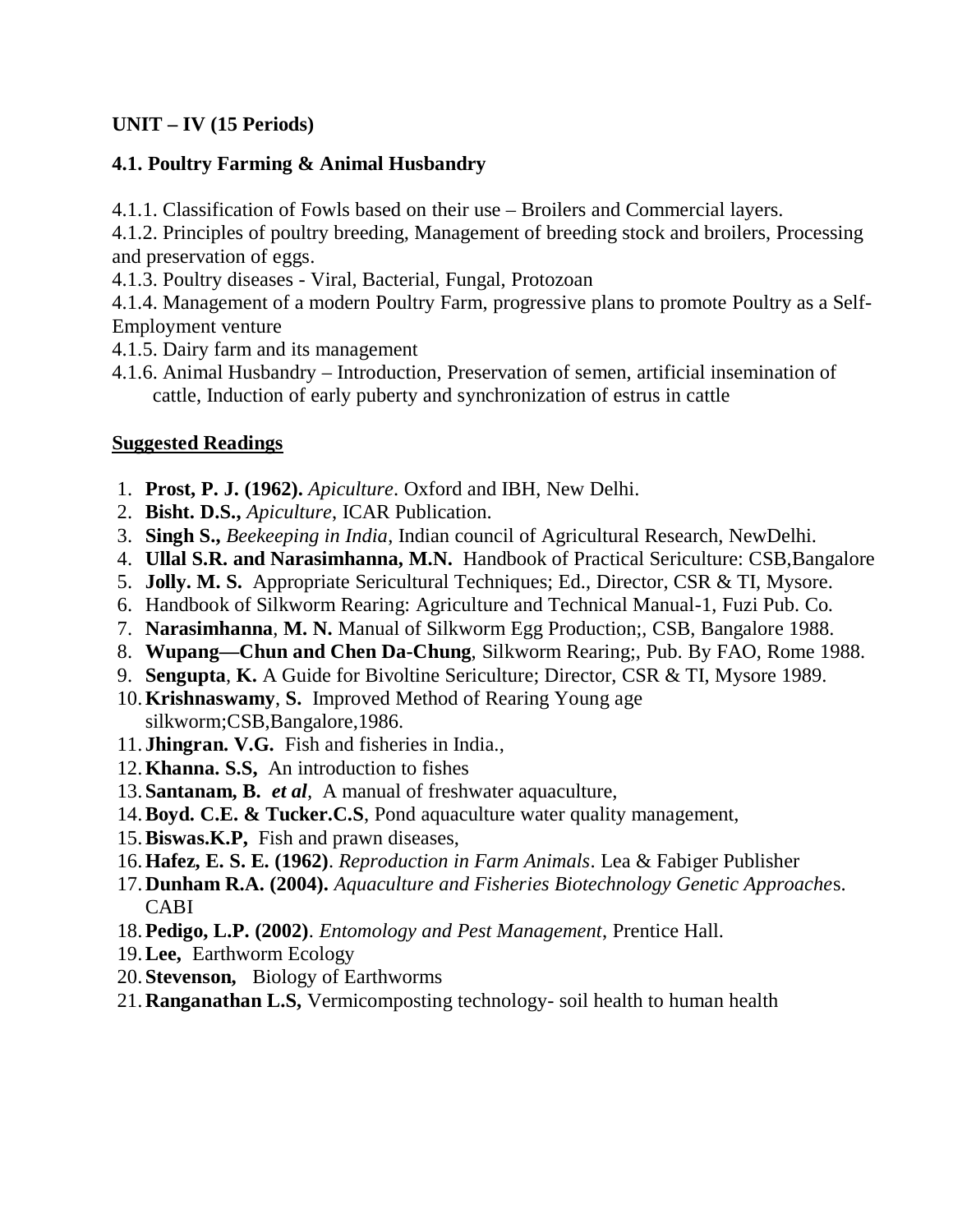**UNIT – IV (15 Periods)**

**4.1. Poultry Farming & Animal Husbandry**

4.1.1. Classification of Fowls based on their use – Broilers and Commercial layers.
4.1.2. Principles of poultry breeding, Management of breeding stock and broilers, Processing and preservation of eggs.
4.1.3. Poultry diseases - Viral, Bacterial, Fungal, Protozoan
4.1.4. Management of a modern Poultry Farm, progressive plans to promote Poultry as a Self-Employment venture
4.1.5. Dairy farm and its management
4.1.6. Animal Husbandry – Introduction, Preservation of semen, artificial insemination of cattle, Induction of early puberty and synchronization of estrus in cattle

**Suggested Readings**

1. **Prost, P. J. (1962).** *Apiculture*. Oxford and IBH, New Delhi.
2. **Bisht. D.S.,** *Apiculture*, ICAR Publication.
3. **Singh S.,** *Beekeeping in India*, Indian council of Agricultural Research, NewDelhi.
4. **Ullal S.R. and Narasimhanna, M.N.** Handbook of Practical Sericulture: CSB,Bangalore
5. **Jolly. M. S.** Appropriate Sericultural Techniques; Ed., Director, CSR & TI, Mysore.
6. Handbook of Silkworm Rearing: Agriculture and Technical Manual-1, Fuzi Pub. Co.
7. **Narasimhanna**, **M. N.** Manual of Silkworm Egg Production;, CSB, Bangalore 1988.
8. **Wupang—Chun and Chen Da-Chung**, Silkworm Rearing;, Pub. By FAO, Rome 1988.
9. **Sengupta**, **K.** A Guide for Bivoltine Sericulture; Director, CSR & TI, Mysore 1989.
10. **Krishnaswamy**, **S.** Improved Method of Rearing Young age silkworm;CSB,Bangalore,1986.
11. **Jhingran. V.G.** Fish and fisheries in India.,
12. **Khanna. S.S,** An introduction to fishes
13. **Santanam, B.** ***et al***, A manual of freshwater aquaculture,
14. **Boyd. C.E. & Tucker.C.S**, Pond aquaculture water quality management,
15. **Biswas.K.P,** Fish and prawn diseases,
16. **Hafez, E. S. E. (1962)**. *Reproduction in Farm Animals*. Lea & Fabiger Publisher
17. **Dunham R.A. (2004).** *Aquaculture and Fisheries Biotechnology Genetic Approache*s. CABI
18. **Pedigo, L.P. (2002)**. *Entomology and Pest Management*, Prentice Hall.
19. **Lee,** Earthworm Ecology
20. **Stevenson,** Biology of Earthworms
21. **Ranganathan L.S,** Vermicomposting technology- soil health to human health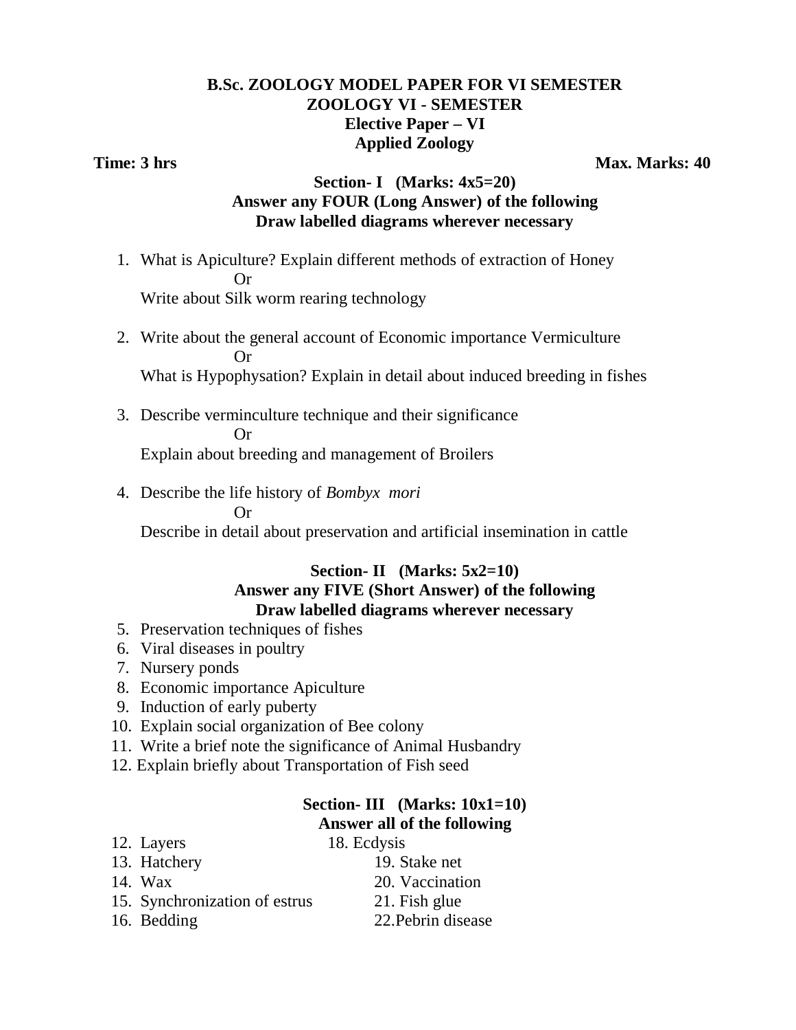**B.Sc. ZOOLOGY MODEL PAPER FOR VI SEMESTER**
**ZOOLOGY VI - SEMESTER**
**Elective Paper – VI**
**Applied Zoology**

**Time: 3 hrs** **Max. Marks: 40**

**Section- I (Marks: 4x5=20)**
**Answer any FOUR (Long Answer) of the following**
**Draw labelled diagrams wherever necessary**

1. What is Apiculture? Explain different methods of extraction of Honey
   Or
   Write about Silk worm rearing technology

2. Write about the general account of Economic importance Vermiculture
   Or
   What is Hypophysation? Explain in detail about induced breeding in fishes

3. Describe verminculture technique and their significance
   Or
   Explain about breeding and management of Broilers

4. Describe the life history of *Bombyx mori*
   Or
   Describe in detail about preservation and artificial insemination in cattle

**Section- II (Marks: 5x2=10)**
**Answer any FIVE (Short Answer) of the following**
**Draw labelled diagrams wherever necessary**

5. Preservation techniques of fishes
6. Viral diseases in poultry
7. Nursery ponds
8. Economic importance Apiculture
9. Induction of early puberty
10. Explain social organization of Bee colony
11. Write a brief note the significance of Animal Husbandry
12. Explain briefly about Transportation of Fish seed

**Section- III (Marks: 10x1=10)**
**Answer all of the following**

12. Layers
13. Hatchery
14. Wax
15. Synchronization of estrus
16. Bedding
18. Ecdysis
19. Stake net
20. Vaccination
21. Fish glue
22. Pebrin disease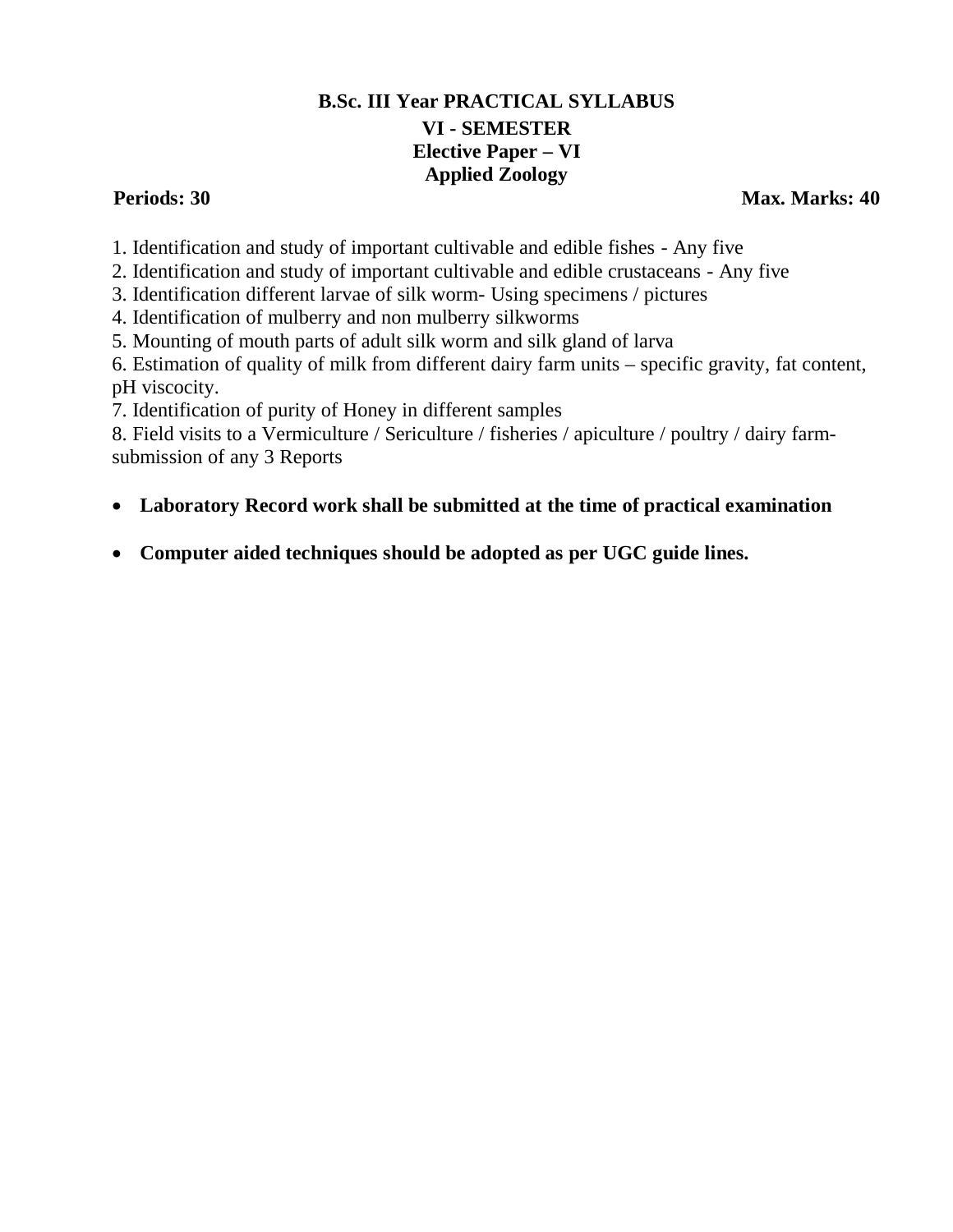# B.Sc. III Year PRACTICAL SYLLABUS

## VI - SEMESTER

## Elective Paper – VI

## Applied Zoology

**Periods: 30** **Max. Marks: 40**

1. Identification and study of important cultivable and edible fishes - Any five
2. Identification and study of important cultivable and edible crustaceans - Any five
3. Identification different larvae of silk worm- Using specimens / pictures
4. Identification of mulberry and non mulberry silkworms
5. Mounting of mouth parts of adult silk worm and silk gland of larva
6. Estimation of quality of milk from different dairy farm units – specific gravity, fat content, pH viscocity.
7. Identification of purity of Honey in different samples
8. Field visits to a Vermiculture / Sericulture / fisheries / apiculture / poultry / dairy farm- submission of any 3 Reports

- **Laboratory Record work shall be submitted at the time of practical examination**
- **Computer aided techniques should be adopted as per UGC guide lines.**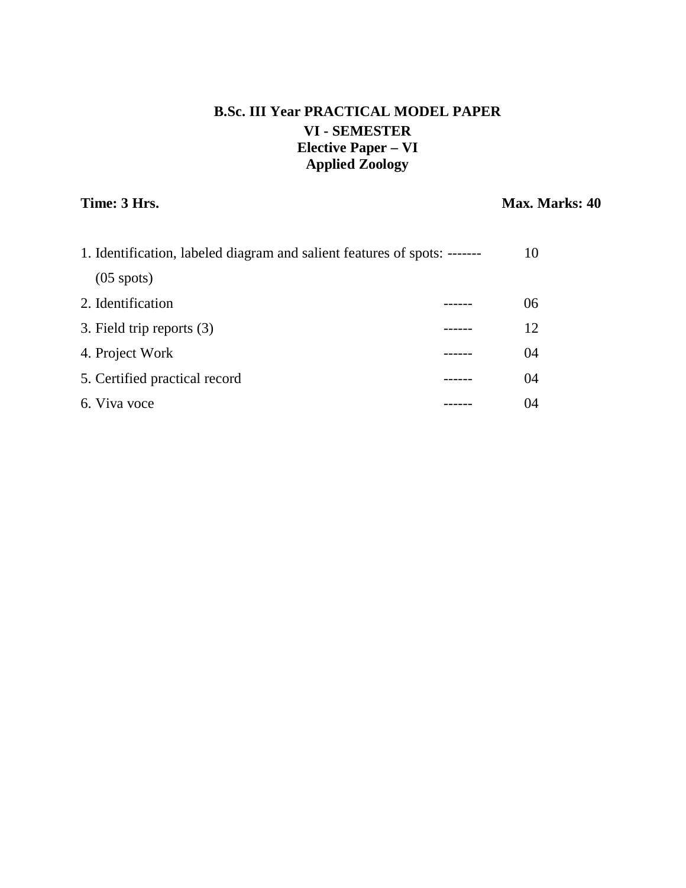# B.Sc. III Year PRACTICAL MODEL PAPER

## VI - SEMESTER

## Elective Paper – VI

## Applied Zoology

**Time: 3 Hrs.** **Max. Marks: 40**

| | | |
|---|---|---|
| 1. Identification, labeled diagram and salient features of spots: (05 spots) | ------- | 10 |
| 2. Identification | ------ | 06 |
| 3. Field trip reports (3) | ------ | 12 |
| 4. Project Work | ------ | 04 |
| 5. Certified practical record | ------ | 04 |
| 6. Viva voce | ------ | 04 |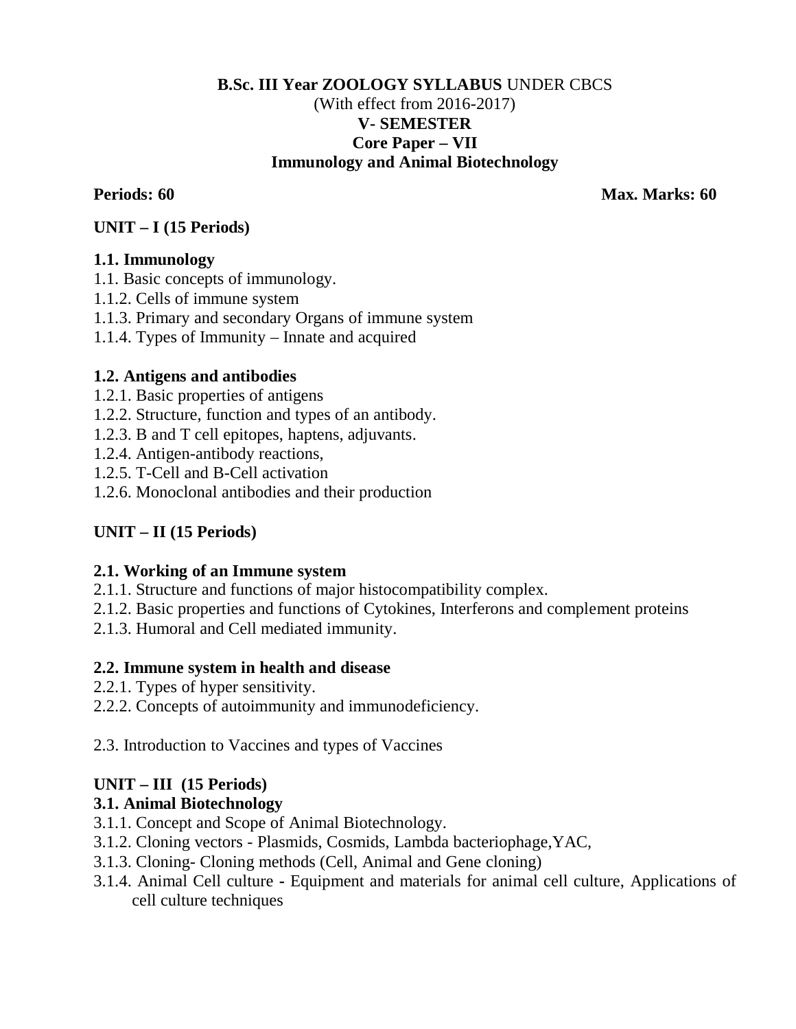**B.Sc. III Year ZOOLOGY SYLLABUS** UNDER CBCS

(With effect from 2016-2017)

**V- SEMESTER**

**Core Paper – VII**

**Immunology and Animal Biotechnology**

**Periods: 60** **Max. Marks: 60**

**UNIT – I (15 Periods)**

**1.1. Immunology**

1.1. Basic concepts of immunology.

1.1.2. Cells of immune system

1.1.3. Primary and secondary Organs of immune system

1.1.4. Types of Immunity – Innate and acquired

**1.2. Antigens and antibodies**

1.2.1. Basic properties of antigens

1.2.2. Structure, function and types of an antibody.

1.2.3. B and T cell epitopes, haptens, adjuvants.

1.2.4. Antigen-antibody reactions,

1.2.5. T-Cell and B-Cell activation

1.2.6. Monoclonal antibodies and their production

**UNIT – II (15 Periods)**

**2.1. Working of an Immune system**

2.1.1. Structure and functions of major histocompatibility complex.

2.1.2. Basic properties and functions of Cytokines, Interferons and complement proteins

2.1.3. Humoral and Cell mediated immunity.

**2.2. Immune system in health and disease**

2.2.1. Types of hyper sensitivity.

2.2.2. Concepts of autoimmunity and immunodeficiency.

2.3. Introduction to Vaccines and types of Vaccines

**UNIT – III (15 Periods)**

**3.1. Animal Biotechnology**

3.1.1. Concept and Scope of Animal Biotechnology.

3.1.2. Cloning vectors - Plasmids, Cosmids, Lambda bacteriophage,YAC,

3.1.3. Cloning- Cloning methods (Cell, Animal and Gene cloning)

3.1.4. Animal Cell culture - Equipment and materials for animal cell culture, Applications of cell culture techniques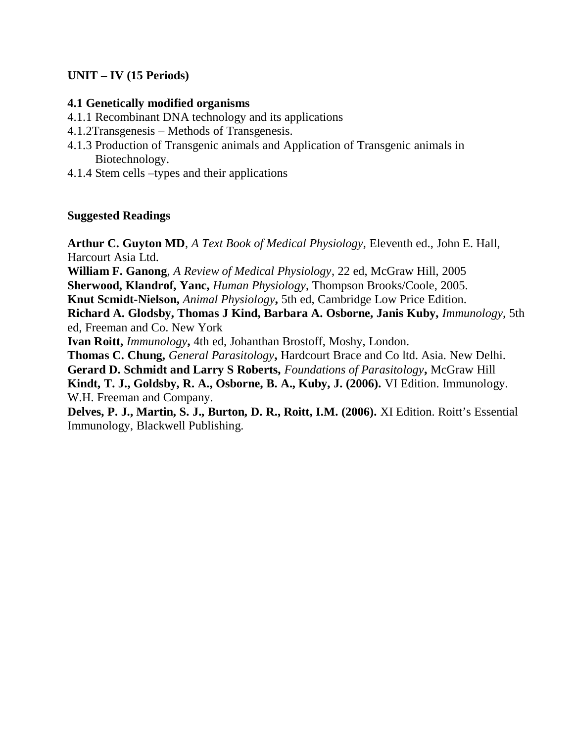**UNIT – IV (15 Periods)**

**4.1 Genetically modified organisms**

4.1.1 Recombinant DNA technology and its applications
4.1.2Transgenesis – Methods of Transgenesis.
4.1.3 Production of Transgenic animals and Application of Transgenic animals in Biotechnology.
4.1.4 Stem cells –types and their applications

**Suggested Readings**

**Arthur C. Guyton MD**, *A Text Book of Medical Physiology*, Eleventh ed., John E. Hall, Harcourt Asia Ltd.
**William F. Ganong**, *A Review of Medical Physiology*, 22 ed, McGraw Hill, 2005
**Sherwood, Klandrof, Yanc,** *Human Physiology*, Thompson Brooks/Coole, 2005.
**Knut Scmidt-Nielson,** *Animal Physiology***,** 5th ed, Cambridge Low Price Edition.
**Richard A. Glodsby, Thomas J Kind, Barbara A. Osborne, Janis Kuby,** *Immunology,* 5th ed, Freeman and Co. New York
**Ivan Roitt,** *Immunology***,** 4th ed, Johanthan Brostoff, Moshy, London.
**Thomas C. Chung,** *General Parasitology***,** Hardcourt Brace and Co ltd. Asia. New Delhi.
**Gerard D. Schmidt and Larry S Roberts,** *Foundations of Parasitology***,** McGraw Hill
**Kindt, T. J., Goldsby, R. A., Osborne, B. A., Kuby, J. (2006).** VI Edition. Immunology. W.H. Freeman and Company.
**Delves, P. J., Martin, S. J., Burton, D. R., Roitt, I.M. (2006).** XI Edition. Roitt's Essential Immunology, Blackwell Publishing.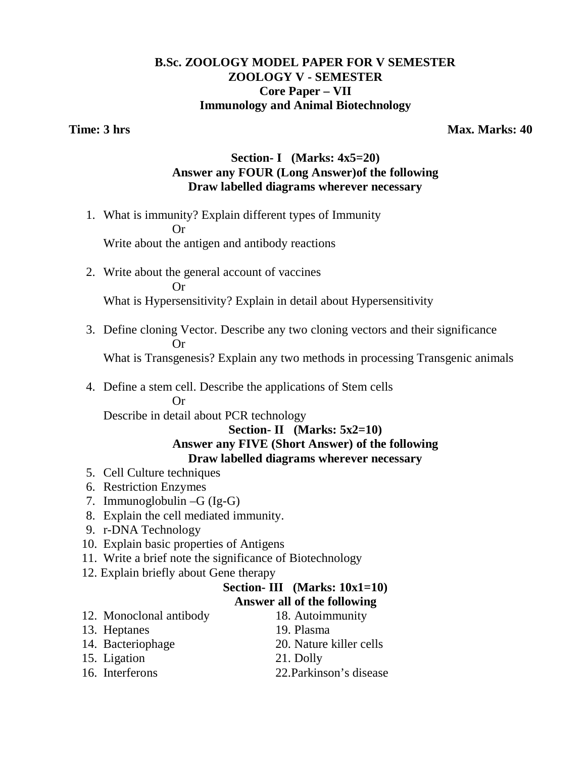**B.Sc. ZOOLOGY MODEL PAPER FOR V SEMESTER**
**ZOOLOGY V - SEMESTER**
**Core Paper – VII**
**Immunology and Animal Biotechnology**

**Time: 3 hrs** **Max. Marks: 40**

**Section- I (Marks: 4x5=20)**
**Answer any FOUR (Long Answer)of the following**
**Draw labelled diagrams wherever necessary**

1. What is immunity? Explain different types of Immunity
   Or
   Write about the antigen and antibody reactions

2. Write about the general account of vaccines
   Or
   What is Hypersensitivity? Explain in detail about Hypersensitivity

3. Define cloning Vector. Describe any two cloning vectors and their significance
   Or
   What is Transgenesis? Explain any two methods in processing Transgenic animals

4. Define a stem cell. Describe the applications of Stem cells
   Or
   Describe in detail about PCR technology

**Section- II (Marks: 5x2=10)**
**Answer any FIVE (Short Answer) of the following**
**Draw labelled diagrams wherever necessary**

5. Cell Culture techniques
6. Restriction Enzymes
7. Immunoglobulin –G (Ig-G)
8. Explain the cell mediated immunity.
9. r-DNA Technology
10. Explain basic properties of Antigens
11. Write a brief note the significance of Biotechnology
12. Explain briefly about Gene therapy

**Section- III (Marks: 10x1=10)**
**Answer all of the following**

12. Monoclonal antibody
13. Heptanes
14. Bacteriophage
15. Ligation
16. Interferons
18. Autoimmunity
19. Plasma
20. Nature killer cells
21. Dolly
22. Parkinson's disease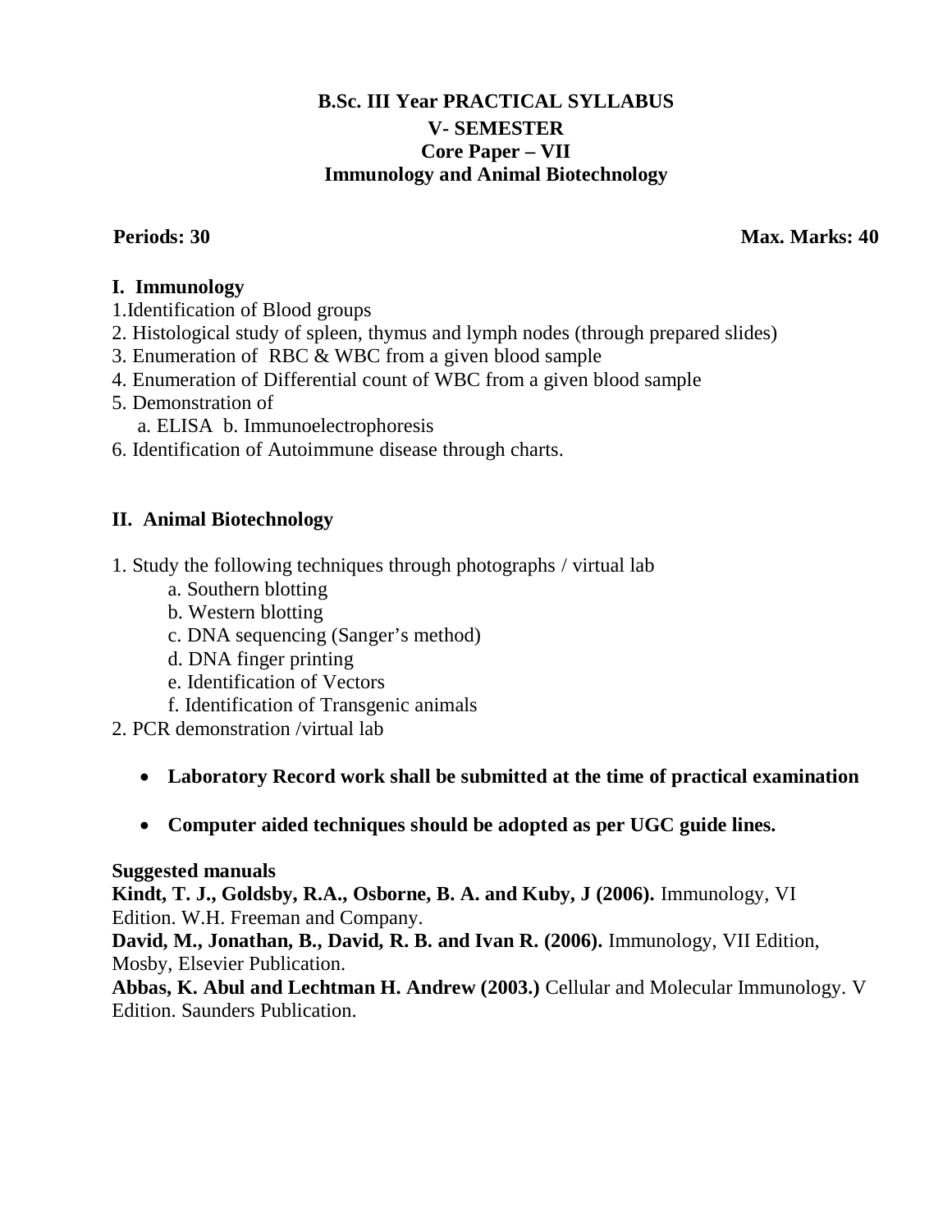# B.Sc. III Year PRACTICAL SYLLABUS

## V- SEMESTER

## Core Paper – VII

## Immunology and Animal Biotechnology

**Periods: 30** **Max. Marks: 40**

### I. Immunology

1. Identification of Blood groups
2. Histological study of spleen, thymus and lymph nodes (through prepared slides)
3. Enumeration of RBC & WBC from a given blood sample
4. Enumeration of Differential count of WBC from a given blood sample
5. Demonstration of
   a. ELISA b. Immunoelectrophoresis
6. Identification of Autoimmune disease through charts.

### II. Animal Biotechnology

1. Study the following techniques through photographs / virtual lab
   - a. Southern blotting
   - b. Western blotting
   - c. DNA sequencing (Sanger's method)
   - d. DNA finger printing
   - e. Identification of Vectors
   - f. Identification of Transgenic animals
2. PCR demonstration /virtual lab

- **Laboratory Record work shall be submitted at the time of practical examination**
- **Computer aided techniques should be adopted as per UGC guide lines.**

**Suggested manuals**

**Kindt, T. J., Goldsby, R.A., Osborne, B. A. and Kuby, J (2006).** Immunology, VI Edition. W.H. Freeman and Company.

**David, M., Jonathan, B., David, R. B. and Ivan R. (2006).** Immunology, VII Edition, Mosby, Elsevier Publication.

**Abbas, K. Abul and Lechtman H. Andrew (2003.)** Cellular and Molecular Immunology. V Edition. Saunders Publication.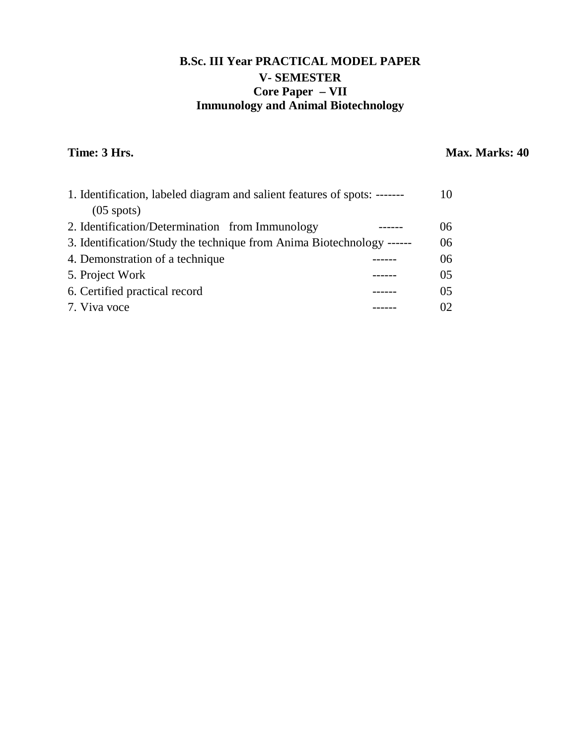# B.Sc. III Year PRACTICAL MODEL PAPER

## V- SEMESTER

## Core Paper – VII

## Immunology and Animal Biotechnology

**Time: 3 Hrs.** **Max. Marks: 40**

| | | |
|---|---|---|
| 1. Identification, labeled diagram and salient features of spots: (05 spots) | ------- | 10 |
| 2. Identification/Determination from Immunology | ------ | 06 |
| 3. Identification/Study the technique from Anima Biotechnology | ------ | 06 |
| 4. Demonstration of a technique | ------ | 06 |
| 5. Project Work | ------ | 05 |
| 6. Certified practical record | ------ | 05 |
| 7. Viva voce | ------ | 02 |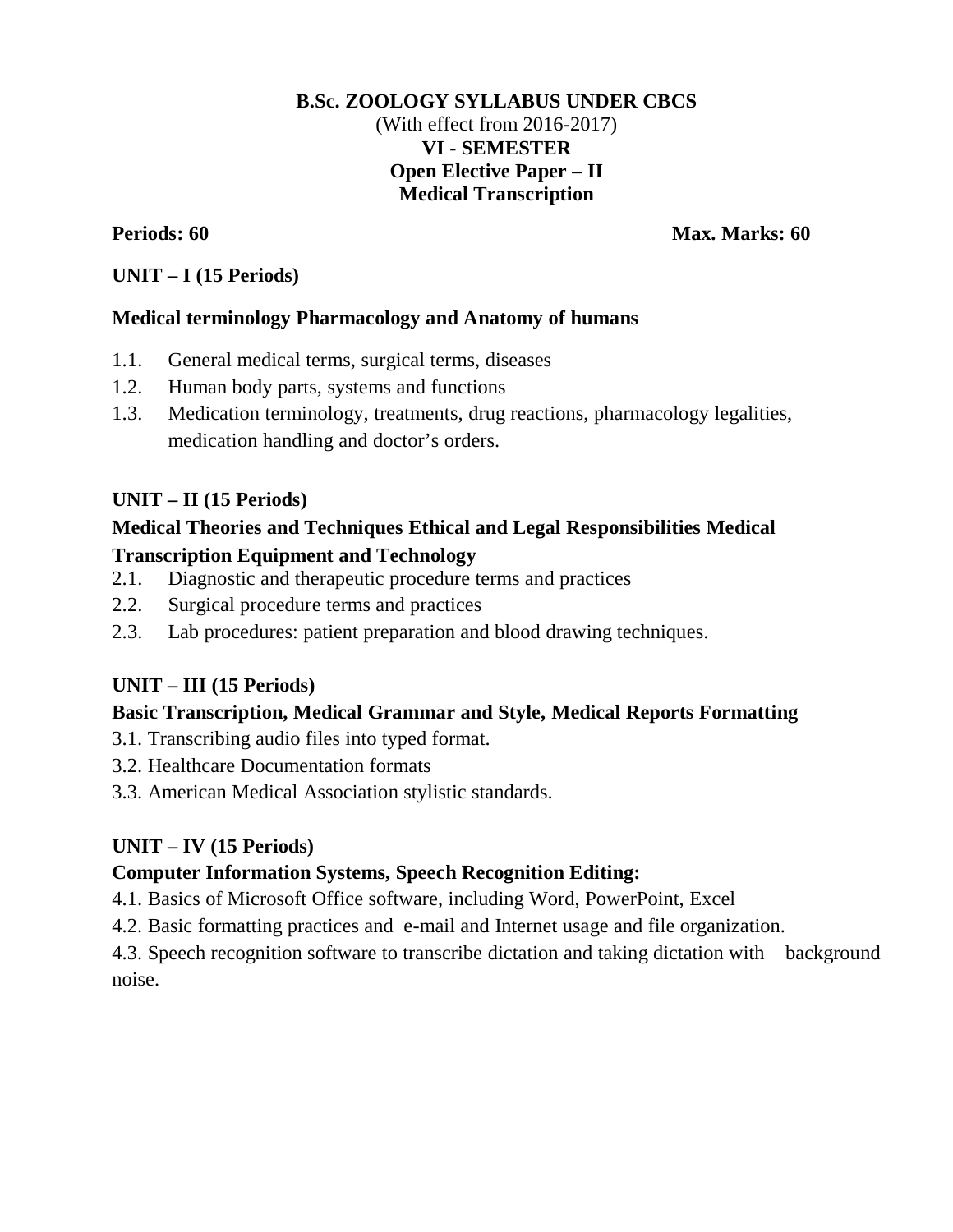# B.Sc. ZOOLOGY SYLLABUS UNDER CBCS

(With effect from 2016-2017)

## VI - SEMESTER

## Open Elective Paper – II

## Medical Transcription

**Periods: 60** **Max. Marks: 60**

### UNIT – I (15 Periods)

**Medical terminology Pharmacology and Anatomy of humans**

1.1. General medical terms, surgical terms, diseases

1.2. Human body parts, systems and functions

1.3. Medication terminology, treatments, drug reactions, pharmacology legalities, medication handling and doctor's orders.

### UNIT – II (15 Periods)

**Medical Theories and Techniques Ethical and Legal Responsibilities Medical Transcription Equipment and Technology**

2.1. Diagnostic and therapeutic procedure terms and practices

2.2. Surgical procedure terms and practices

2.3. Lab procedures: patient preparation and blood drawing techniques.

### UNIT – III (15 Periods)

**Basic Transcription, Medical Grammar and Style, Medical Reports Formatting**

3.1. Transcribing audio files into typed format.

3.2. Healthcare Documentation formats

3.3. American Medical Association stylistic standards.

### UNIT – IV (15 Periods)

**Computer Information Systems, Speech Recognition Editing:**

4.1. Basics of Microsoft Office software, including Word, PowerPoint, Excel

4.2. Basic formatting practices and e-mail and Internet usage and file organization.

4.3. Speech recognition software to transcribe dictation and taking dictation with background noise.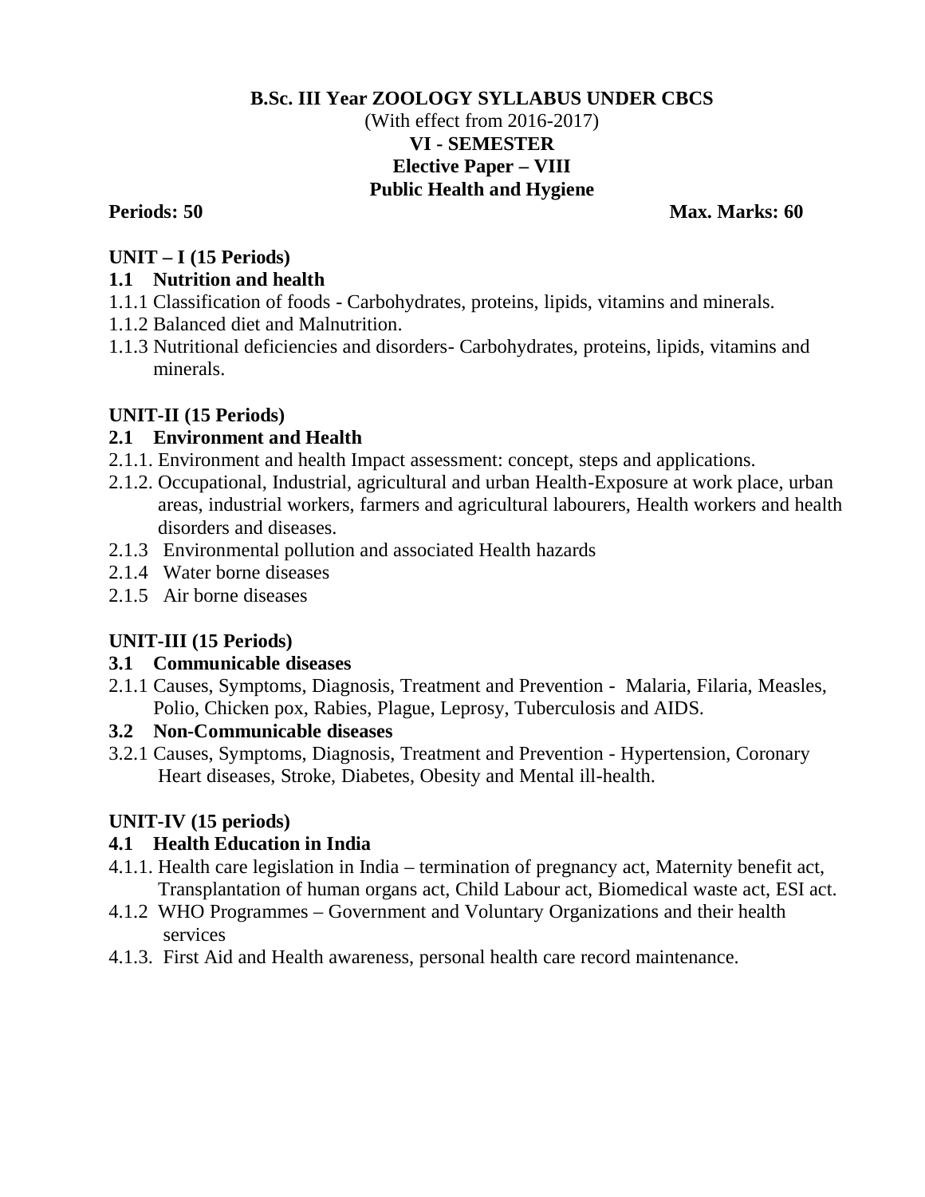**B.Sc. III Year ZOOLOGY SYLLABUS UNDER CBCS**

(With effect from 2016-2017)

**VI - SEMESTER**

**Elective Paper – VIII**

**Public Health and Hygiene**

**Periods: 50** **Max. Marks: 60**

## UNIT – I (15 Periods)

### 1.1 Nutrition and health

1.1.1 Classification of foods - Carbohydrates, proteins, lipids, vitamins and minerals.

1.1.2 Balanced diet and Malnutrition.

1.1.3 Nutritional deficiencies and disorders- Carbohydrates, proteins, lipids, vitamins and minerals.

## UNIT-II (15 Periods)

### 2.1 Environment and Health

2.1.1. Environment and health Impact assessment: concept, steps and applications.

2.1.2. Occupational, Industrial, agricultural and urban Health-Exposure at work place, urban areas, industrial workers, farmers and agricultural labourers, Health workers and health disorders and diseases.

2.1.3 Environmental pollution and associated Health hazards

2.1.4 Water borne diseases

2.1.5 Air borne diseases

## UNIT-III (15 Periods)

### 3.1 Communicable diseases

2.1.1 Causes, Symptoms, Diagnosis, Treatment and Prevention - Malaria, Filaria, Measles, Polio, Chicken pox, Rabies, Plague, Leprosy, Tuberculosis and AIDS.

### 3.2 Non-Communicable diseases

3.2.1 Causes, Symptoms, Diagnosis, Treatment and Prevention - Hypertension, Coronary Heart diseases, Stroke, Diabetes, Obesity and Mental ill-health.

## UNIT-IV (15 periods)

### 4.1 Health Education in India

4.1.1. Health care legislation in India – termination of pregnancy act, Maternity benefit act, Transplantation of human organs act, Child Labour act, Biomedical waste act, ESI act.

4.1.2 WHO Programmes – Government and Voluntary Organizations and their health services

4.1.3. First Aid and Health awareness, personal health care record maintenance.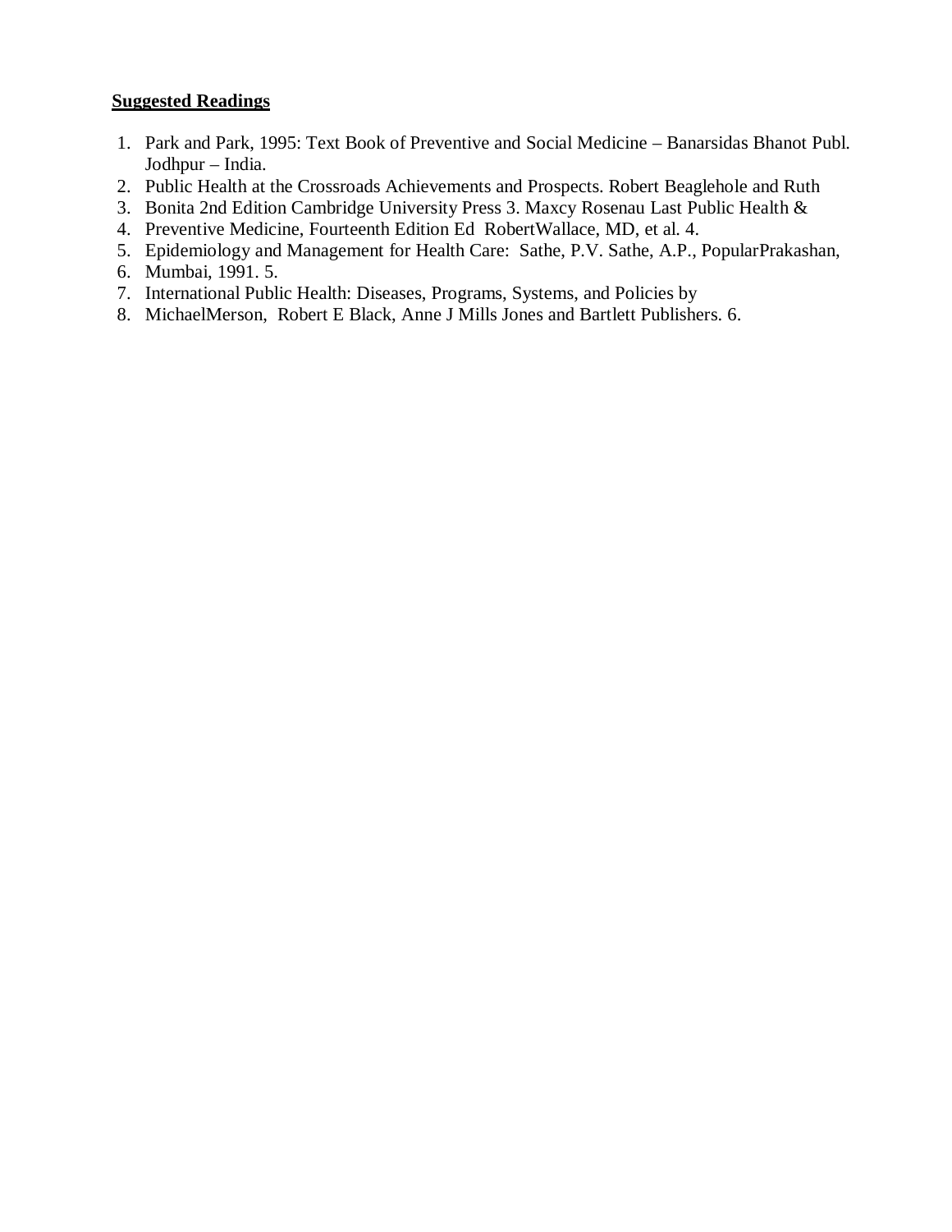**Suggested Readings**

1. Park and Park, 1995: Text Book of Preventive and Social Medicine – Banarsidas Bhanot Publ. Jodhpur – India.
2. Public Health at the Crossroads Achievements and Prospects. Robert Beaglehole and Ruth
3. Bonita 2nd Edition Cambridge University Press 3. Maxcy Rosenau Last Public Health &
4. Preventive Medicine, Fourteenth Edition Ed RobertWallace, MD, et al. 4.
5. Epidemiology and Management for Health Care: Sathe, P.V. Sathe, A.P., PopularPrakashan,
6. Mumbai, 1991. 5.
7. International Public Health: Diseases, Programs, Systems, and Policies by
8. MichaelMerson, Robert E Black, Anne J Mills Jones and Bartlett Publishers. 6.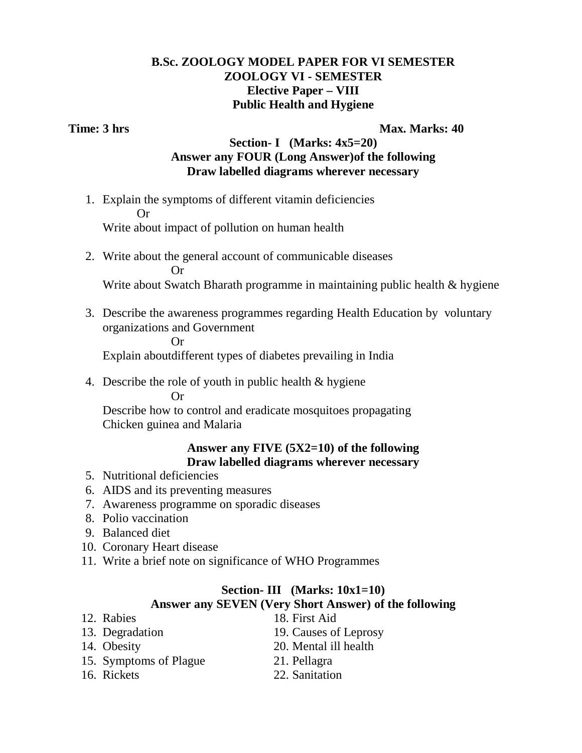# B.Sc. ZOOLOGY MODEL PAPER FOR VI SEMESTER

## ZOOLOGY VI - SEMESTER

## Elective Paper – VIII

## Public Health and Hygiene

**Time: 3 hrs** **Max. Marks: 40**

### Section- I (Marks: 4x5=20)

**Answer any FOUR (Long Answer)of the following**

**Draw labelled diagrams wherever necessary**

1. Explain the symptoms of different vitamin deficiencies

   Or

   Write about impact of pollution on human health

2. Write about the general account of communicable diseases

   Or

   Write about Swatch Bharath programme in maintaining public health & hygiene

3. Describe the awareness programmes regarding Health Education by voluntary organizations and Government

   Or

   Explain aboutdifferent types of diabetes prevailing in India

4. Describe the role of youth in public health & hygiene

   Or

   Describe how to control and eradicate mosquitoes propagating Chicken guinea and Malaria

**Answer any FIVE (5X2=10) of the following**

**Draw labelled diagrams wherever necessary**

5. Nutritional deficiencies
6. AIDS and its preventing measures
7. Awareness programme on sporadic diseases
8. Polio vaccination
9. Balanced diet
10. Coronary Heart disease
11. Write a brief note on significance of WHO Programmes

### Section- III (Marks: 10x1=10)

**Answer any SEVEN (Very Short Answer) of the following**

12. Rabies
13. Degradation
14. Obesity
15. Symptoms of Plague
16. Rickets
17. (not visible)
18. First Aid
19. Causes of Leprosy
20. Mental ill health
21. Pellagra
22. Sanitation

# B.Sc. ZOOLOGY MODEL PAPER FOR VI SEMESTER

## ZOOLOGY VI - SEMESTER

## Elective Paper – VIII

## Public Health and Hygiene

**Time: 3 hrs** **Max. Marks: 40**

### Section- I (Marks: 4x5=20)

**Answer any FOUR (Long Answer)of the following**

**Draw labelled diagrams wherever necessary**

1. Explain the symptoms of different vitamin deficiencies

   Or

   Write about impact of pollution on human health

2. Write about the general account of communicable diseases

   Or

   Write about Swatch Bharath programme in maintaining public health & hygiene

3. Describe the awareness programmes regarding Health Education by voluntary organizations and Government

   Or

   Explain aboutdifferent types of diabetes prevailing in India

4. Describe the role of youth in public health & hygiene

   Or

   Describe how to control and eradicate mosquitoes propagating Chicken guinea and Malaria

**Answer any FIVE (5X2=10) of the following**

**Draw labelled diagrams wherever necessary**

5. Nutritional deficiencies
6. AIDS and its preventing measures
7. Awareness programme on sporadic diseases
8. Polio vaccination
9. Balanced diet
10. Coronary Heart disease
11. Write a brief note on significance of WHO Programmes

### Section- III (Marks: 10x1=10)

**Answer any SEVEN (Very Short Answer) of the following**

12. Rabies
13. Degradation
14. Obesity
15. Symptoms of Plague
16. Rickets

18. First Aid
19. Causes of Leprosy
20. Mental ill health
21. Pellagra
22. Sanitation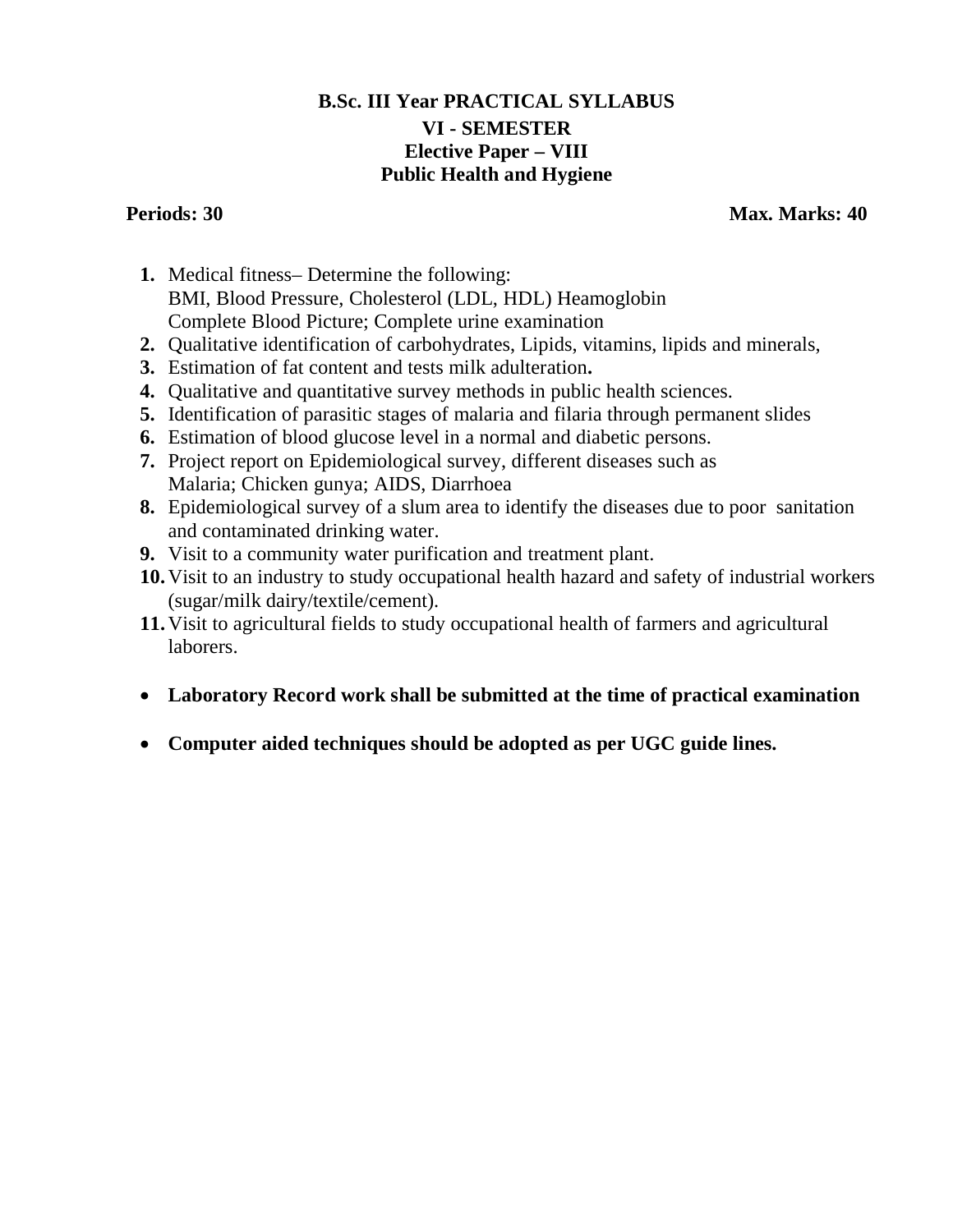# B.Sc. III Year PRACTICAL SYLLABUS

## VI - SEMESTER

## Elective Paper – VIII

## Public Health and Hygiene

**Periods: 30** **Max. Marks: 40**

1. Medical fitness– Determine the following:
   BMI, Blood Pressure, Cholesterol (LDL, HDL) Heamoglobin
   Complete Blood Picture; Complete urine examination
2. Qualitative identification of carbohydrates, Lipids, vitamins, lipids and minerals,
3. Estimation of fat content and tests milk adulteration**.**
4. Qualitative and quantitative survey methods in public health sciences.
5. Identification of parasitic stages of malaria and filaria through permanent slides
6. Estimation of blood glucose level in a normal and diabetic persons.
7. Project report on Epidemiological survey, different diseases such as
   Malaria; Chicken gunya; AIDS, Diarrhoea
8. Epidemiological survey of a slum area to identify the diseases due to poor sanitation and contaminated drinking water.
9. Visit to a community water purification and treatment plant.
10. Visit to an industry to study occupational health hazard and safety of industrial workers (sugar/milk dairy/textile/cement).
11. Visit to agricultural fields to study occupational health of farmers and agricultural laborers.

- **Laboratory Record work shall be submitted at the time of practical examination**
- **Computer aided techniques should be adopted as per UGC guide lines.**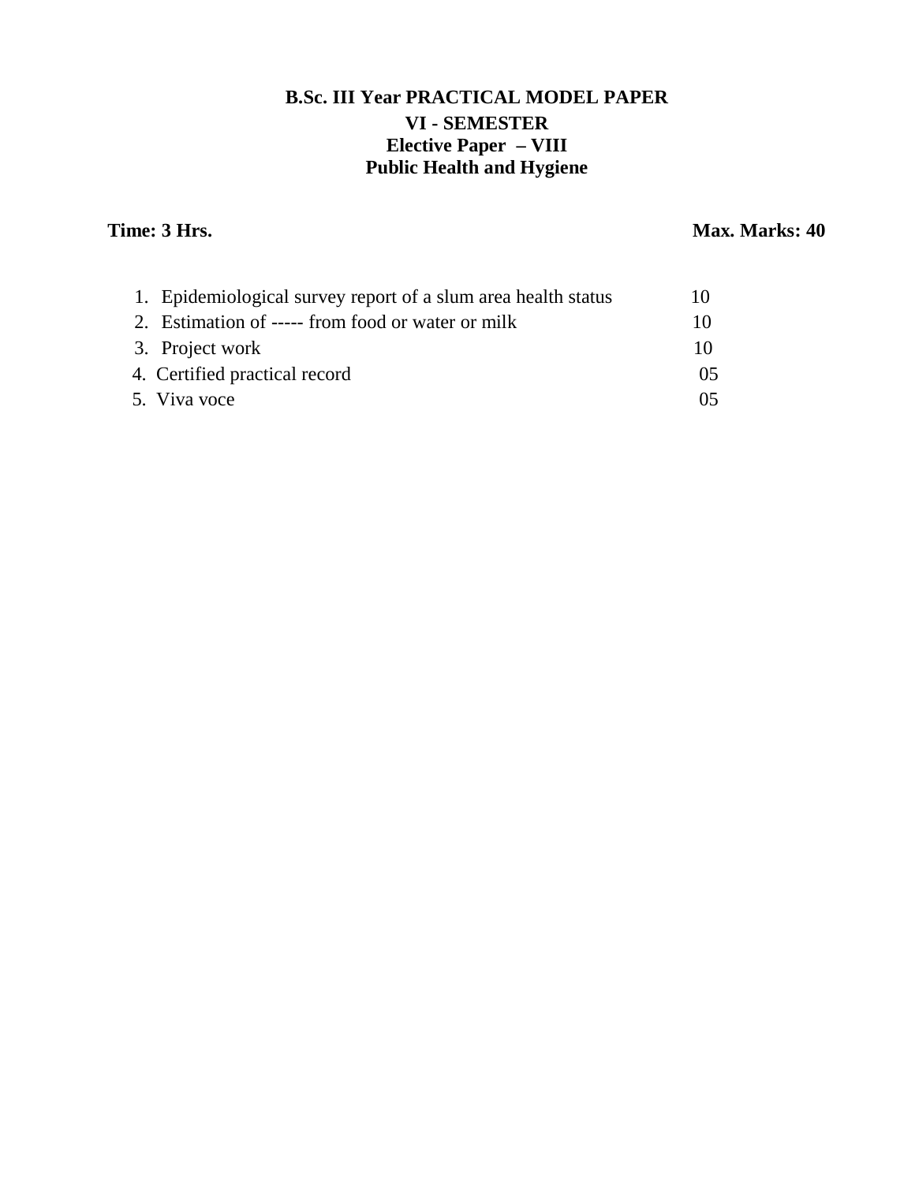**B.Sc. III Year PRACTICAL MODEL PAPER**

**VI - SEMESTER**

**Elective Paper – VIII**

**Public Health and Hygiene**

**Time: 3 Hrs.** **Max. Marks: 40**

| | | |
|---|---|---|
| 1. | Epidemiological survey report of a slum area health status | 10 |
| 2. | Estimation of ----- from food or water or milk | 10 |
| 3. | Project work | 10 |
| 4. | Certified practical record | 05 |
| 5. | Viva voce | 05 |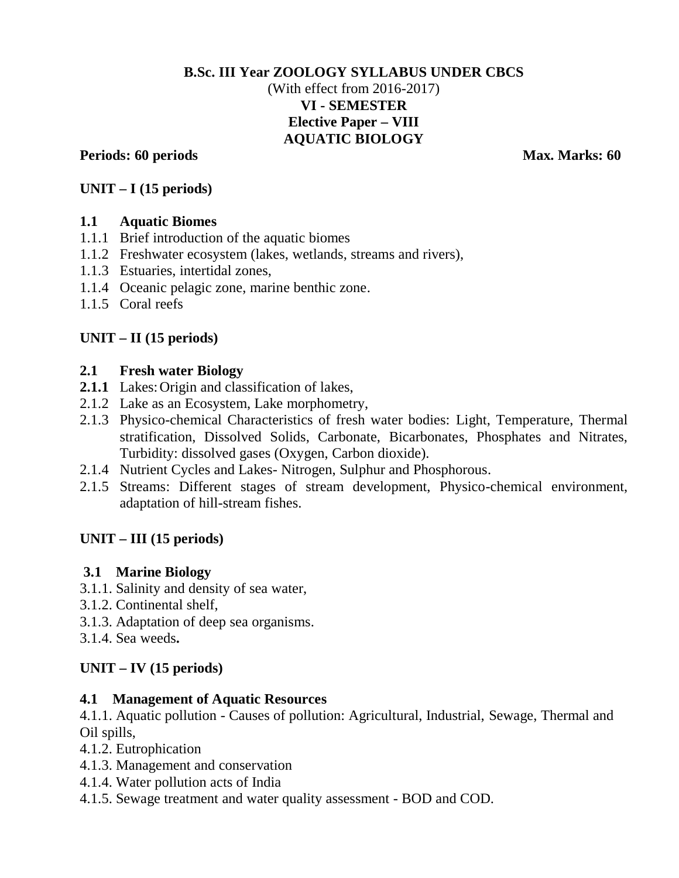**B.Sc. III Year ZOOLOGY SYLLABUS UNDER CBCS**

(With effect from 2016-2017)

**VI - SEMESTER**

**Elective Paper – VIII**

**AQUATIC BIOLOGY**

**Periods: 60 periods** **Max. Marks: 60**

## UNIT – I (15 periods)

### 1.1 Aquatic Biomes

1.1.1 Brief introduction of the aquatic biomes
1.1.2 Freshwater ecosystem (lakes, wetlands, streams and rivers),
1.1.3 Estuaries, intertidal zones,
1.1.4 Oceanic pelagic zone, marine benthic zone.
1.1.5 Coral reefs

## UNIT – II (15 periods)

### 2.1 Fresh water Biology

**2.1.1** Lakes: Origin and classification of lakes,
2.1.2 Lake as an Ecosystem, Lake morphometry,
2.1.3 Physico-chemical Characteristics of fresh water bodies: Light, Temperature, Thermal stratification, Dissolved Solids, Carbonate, Bicarbonates, Phosphates and Nitrates, Turbidity: dissolved gases (Oxygen, Carbon dioxide).
2.1.4 Nutrient Cycles and Lakes- Nitrogen, Sulphur and Phosphorous.
2.1.5 Streams: Different stages of stream development, Physico-chemical environment, adaptation of hill-stream fishes.

## UNIT – III (15 periods)

### 3.1 Marine Biology

3.1.1. Salinity and density of sea water,
3.1.2. Continental shelf,
3.1.3. Adaptation of deep sea organisms.
3.1.4. Sea weeds**.**

## UNIT – IV (15 periods)

### 4.1 Management of Aquatic Resources

4.1.1. Aquatic pollution - Causes of pollution: Agricultural, Industrial, Sewage, Thermal and Oil spills,
4.1.2. Eutrophication
4.1.3. Management and conservation
4.1.4. Water pollution acts of India
4.1.5. Sewage treatment and water quality assessment - BOD and COD.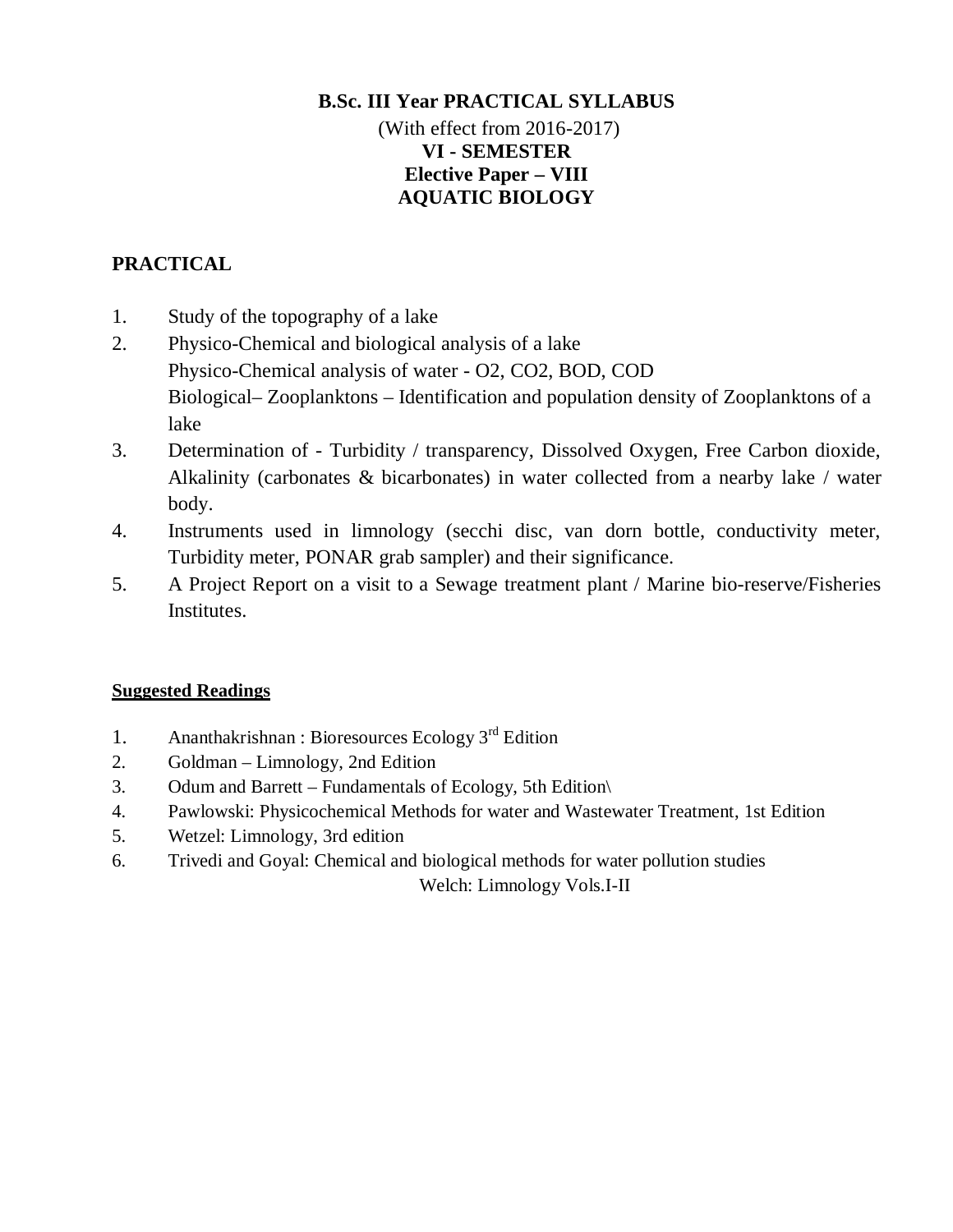**B.Sc. III Year PRACTICAL SYLLABUS**

(With effect from 2016-2017)

**VI - SEMESTER**

**Elective Paper – VIII**

**AQUATIC BIOLOGY**

## PRACTICAL

1. Study of the topography of a lake
2. Physico-Chemical and biological analysis of a lake
   Physico-Chemical analysis of water - O2, CO2, BOD, COD
   Biological– Zooplanktons – Identification and population density of Zooplanktons of a lake
3. Determination of - Turbidity / transparency, Dissolved Oxygen, Free Carbon dioxide, Alkalinity (carbonates & bicarbonates) in water collected from a nearby lake / water body.
4. Instruments used in limnology (secchi disc, van dorn bottle, conductivity meter, Turbidity meter, PONAR grab sampler) and their significance.
5. A Project Report on a visit to a Sewage treatment plant / Marine bio-reserve/Fisheries Institutes.

**Suggested Readings**

1. Ananthakrishnan : Bioresources Ecology 3rd Edition
2. Goldman – Limnology, 2nd Edition
3. Odum and Barrett – Fundamentals of Ecology, 5th Edition\
4. Pawlowski: Physicochemical Methods for water and Wastewater Treatment, 1st Edition
5. Wetzel: Limnology, 3rd edition
6. Trivedi and Goyal: Chemical and biological methods for water pollution studies
   Welch: Limnology Vols.I-II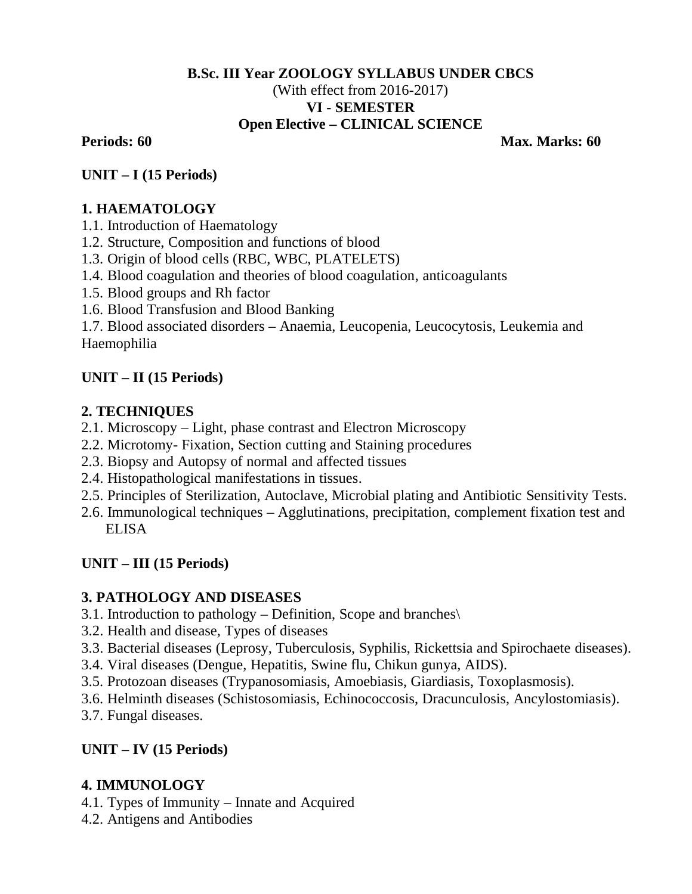**B.Sc. III Year ZOOLOGY SYLLABUS UNDER CBCS**

(With effect from 2016-2017)

**VI - SEMESTER**

**Open Elective – CLINICAL SCIENCE**

**Periods: 60** **Max. Marks: 60**

## UNIT – I (15 Periods)

### 1. HAEMATOLOGY

1.1. Introduction of Haematology
1.2. Structure, Composition and functions of blood
1.3. Origin of blood cells (RBC, WBC, PLATELETS)
1.4. Blood coagulation and theories of blood coagulation, anticoagulants
1.5. Blood groups and Rh factor
1.6. Blood Transfusion and Blood Banking
1.7. Blood associated disorders – Anaemia, Leucopenia, Leucocytosis, Leukemia and Haemophilia

## UNIT – II (15 Periods)

### 2. TECHNIQUES

2.1. Microscopy – Light, phase contrast and Electron Microscopy
2.2. Microtomy- Fixation, Section cutting and Staining procedures
2.3. Biopsy and Autopsy of normal and affected tissues
2.4. Histopathological manifestations in tissues.
2.5. Principles of Sterilization, Autoclave, Microbial plating and Antibiotic Sensitivity Tests.
2.6. Immunological techniques – Agglutinations, precipitation, complement fixation test and ELISA

## UNIT – III (15 Periods)

### 3. PATHOLOGY AND DISEASES

3.1. Introduction to pathology – Definition, Scope and branches\
3.2. Health and disease, Types of diseases
3.3. Bacterial diseases (Leprosy, Tuberculosis, Syphilis, Rickettsia and Spirochaete diseases).
3.4. Viral diseases (Dengue, Hepatitis, Swine flu, Chikun gunya, AIDS).
3.5. Protozoan diseases (Trypanosomiasis, Amoebiasis, Giardiasis, Toxoplasmosis).
3.6. Helminth diseases (Schistosomiasis, Echinococcosis, Dracunculosis, Ancylostomiasis).
3.7. Fungal diseases.

## UNIT – IV (15 Periods)

### 4. IMMUNOLOGY

4.1. Types of Immunity – Innate and Acquired
4.2. Antigens and Antibodies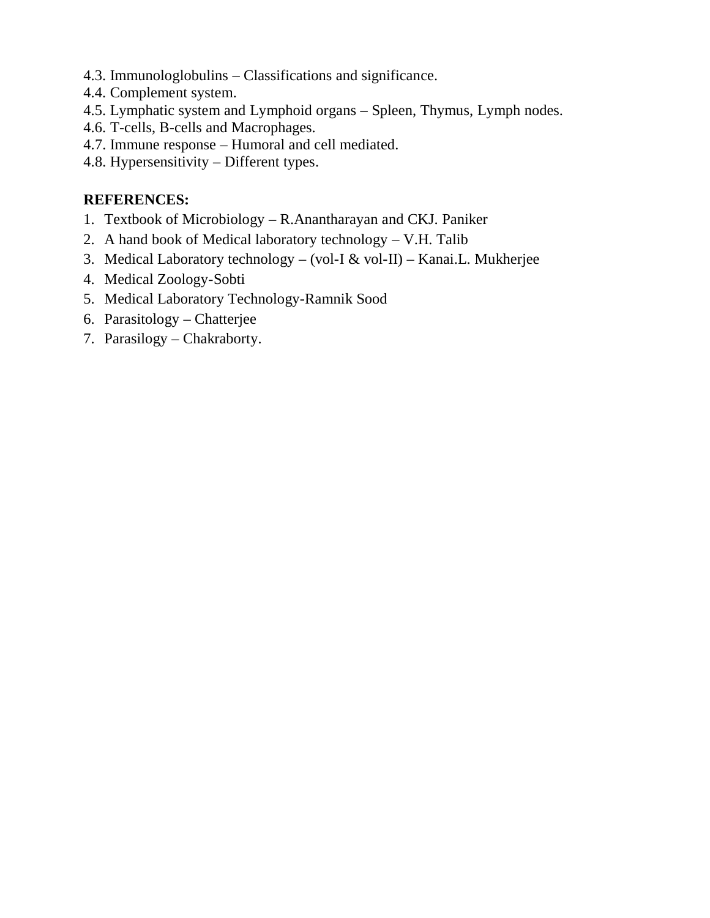4.3. Immunologlobulins – Classifications and significance.
4.4. Complement system.
4.5. Lymphatic system and Lymphoid organs – Spleen, Thymus, Lymph nodes.
4.6. T-cells, B-cells and Macrophages.
4.7. Immune response – Humoral and cell mediated.
4.8. Hypersensitivity – Different types.

**REFERENCES:**

1. Textbook of Microbiology – R.Anantharayan and CKJ. Paniker
2. A hand book of Medical laboratory technology – V.H. Talib
3. Medical Laboratory technology – (vol-I & vol-II) – Kanai.L. Mukherjee
4. Medical Zoology-Sobti
5. Medical Laboratory Technology-Ramnik Sood
6. Parasitology – Chatterjee
7. Parasilogy – Chakraborty.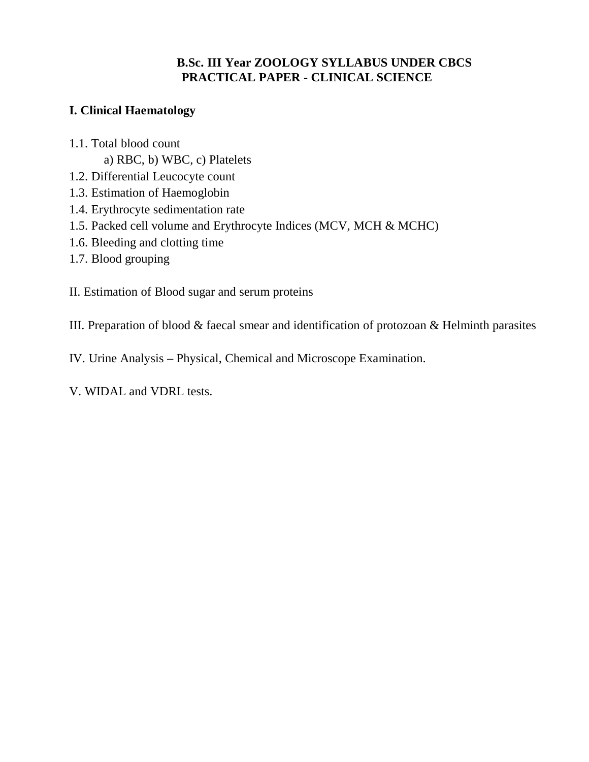# B.Sc. III Year ZOOLOGY SYLLABUS UNDER CBCS
## PRACTICAL PAPER - CLINICAL SCIENCE

### I. Clinical Haematology

1.1. Total blood count

    a) RBC, b) WBC, c) Platelets

1.2. Differential Leucocyte count

1.3. Estimation of Haemoglobin

1.4. Erythrocyte sedimentation rate

1.5. Packed cell volume and Erythrocyte Indices (MCV, MCH & MCHC)

1.6. Bleeding and clotting time

1.7. Blood grouping

II. Estimation of Blood sugar and serum proteins

III. Preparation of blood & faecal smear and identification of protozoan & Helminth parasites

IV. Urine Analysis – Physical, Chemical and Microscope Examination.

V. WIDAL and VDRL tests.